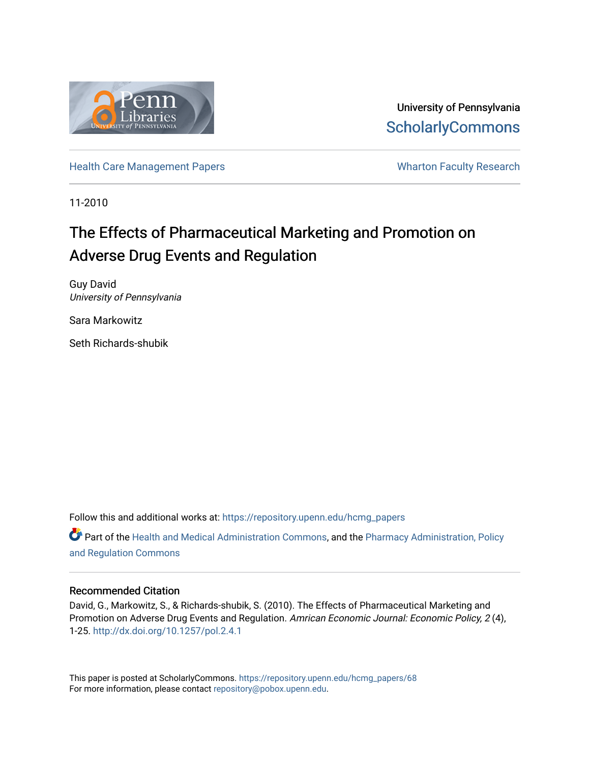University of Pennsylvania
ScholarlyCommons

Health Care Management Papers | Wharton Faculty Research

11-2010

# The Effects of Pharmaceutical Marketing and Promotion on Adverse Drug Events and Regulation

Guy David
*University of Pennsylvania*

Sara Markowitz

Seth Richards-shubik

Follow this and additional works at: https://repository.upenn.edu/hcmg_papers

Part of the Health and Medical Administration Commons, and the Pharmacy Administration, Policy and Regulation Commons

## Recommended Citation

David, G., Markowitz, S., & Richards-shubik, S. (2010). The Effects of Pharmaceutical Marketing and Promotion on Adverse Drug Events and Regulation. *Amrican Economic Journal: Economic Policy, 2* (4), 1-25. http://dx.doi.org/10.1257/pol.2.4.1

This paper is posted at ScholarlyCommons. https://repository.upenn.edu/hcmg_papers/68
For more information, please contact repository@pobox.upenn.edu.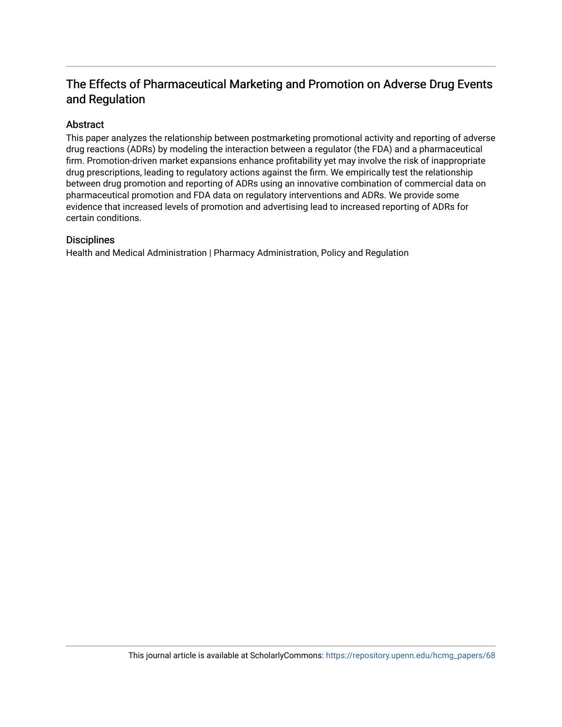# The Effects of Pharmaceutical Marketing and Promotion on Adverse Drug Events and Regulation

## Abstract

This paper analyzes the relationship between postmarketing promotional activity and reporting of adverse drug reactions (ADRs) by modeling the interaction between a regulator (the FDA) and a pharmaceutical firm. Promotion-driven market expansions enhance profitability yet may involve the risk of inappropriate drug prescriptions, leading to regulatory actions against the firm. We empirically test the relationship between drug promotion and reporting of ADRs using an innovative combination of commercial data on pharmaceutical promotion and FDA data on regulatory interventions and ADRs. We provide some evidence that increased levels of promotion and advertising lead to increased reporting of ADRs for certain conditions.

## Disciplines

Health and Medical Administration | Pharmacy Administration, Policy and Regulation

This journal article is available at ScholarlyCommons: https://repository.upenn.edu/hcmg_papers/68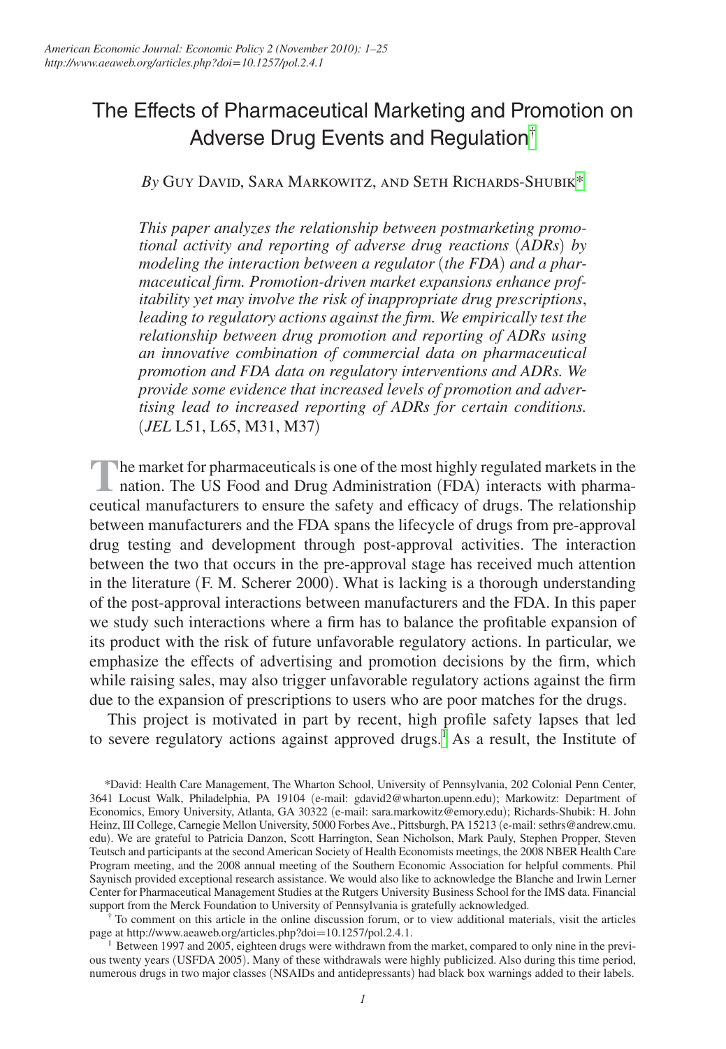# The Effects of Pharmaceutical Marketing and Promotion on Adverse Drug Events and Regulation[†]

*By* Guy David, Sara Markowitz, and Seth Richards-Shubik[*]

*This paper analyzes the relationship between postmarketing promotional activity and reporting of adverse drug reactions (ADRs) by modeling the interaction between a regulator (the FDA) and a pharmaceutical firm. Promotion-driven market expansions enhance profitability yet may involve the risk of inappropriate drug prescriptions, leading to regulatory actions against the firm. We empirically test the relationship between drug promotion and reporting of ADRs using an innovative combination of commercial data on pharmaceutical promotion and FDA data on regulatory interventions and ADRs. We provide some evidence that increased levels of promotion and advertising lead to increased reporting of ADRs for certain conditions.* (*JEL* L51, L65, M31, M37)

The market for pharmaceuticals is one of the most highly regulated markets in the nation. The US Food and Drug Administration (FDA) interacts with pharmaceutical manufacturers to ensure the safety and efficacy of drugs. The relationship between manufacturers and the FDA spans the lifecycle of drugs from pre-approval drug testing and development through post-approval activities. The interaction between the two that occurs in the pre-approval stage has received much attention in the literature (F. M. Scherer 2000). What is lacking is a thorough understanding of the post-approval interactions between manufacturers and the FDA. In this paper we study such interactions where a firm has to balance the profitable expansion of its product with the risk of future unfavorable regulatory actions. In particular, we emphasize the effects of advertising and promotion decisions by the firm, which while raising sales, may also trigger unfavorable regulatory actions against the firm due to the expansion of prescriptions to users who are poor matches for the drugs.

This project is motivated in part by recent, high profile safety lapses that led to severe regulatory actions against approved drugs.[1] As a result, the Institute of

---

*David: Health Care Management, The Wharton School, University of Pennsylvania, 202 Colonial Penn Center, 3641 Locust Walk, Philadelphia, PA 19104 (e-mail: gdavid2@wharton.upenn.edu); Markowitz: Department of Economics, Emory University, Atlanta, GA 30322 (e-mail: sara.markowitz@emory.edu); Richards-Shubik: H. John Heinz, III College, Carnegie Mellon University, 5000 Forbes Ave., Pittsburgh, PA 15213 (e-mail: sethrs@andrew.cmu.edu). We are grateful to Patricia Danzon, Scott Harrington, Sean Nicholson, Mark Pauly, Stephen Propper, Steven Teutsch and participants at the second American Society of Health Economists meetings, the 2008 NBER Health Care Program meeting, and the 2008 annual meeting of the Southern Economic Association for helpful comments. Phil Saynisch provided exceptional research assistance. We would also like to acknowledge the Blanche and Irwin Lerner Center for Pharmaceutical Management Studies at the Rutgers University Business School for the IMS data. Financial support from the Merck Foundation to University of Pennsylvania is gratefully acknowledged.

† To comment on this article in the online discussion forum, or to view additional materials, visit the articles page at http://www.aeaweb.org/articles.php?doi=10.1257/pol.2.4.1.

[1] Between 1997 and 2005, eighteen drugs were withdrawn from the market, compared to only nine in the previous twenty years (USFDA 2005). Many of these withdrawals were highly publicized. Also during this time period, numerous drugs in two major classes (NSAIDs and antidepressants) had black box warnings added to their labels.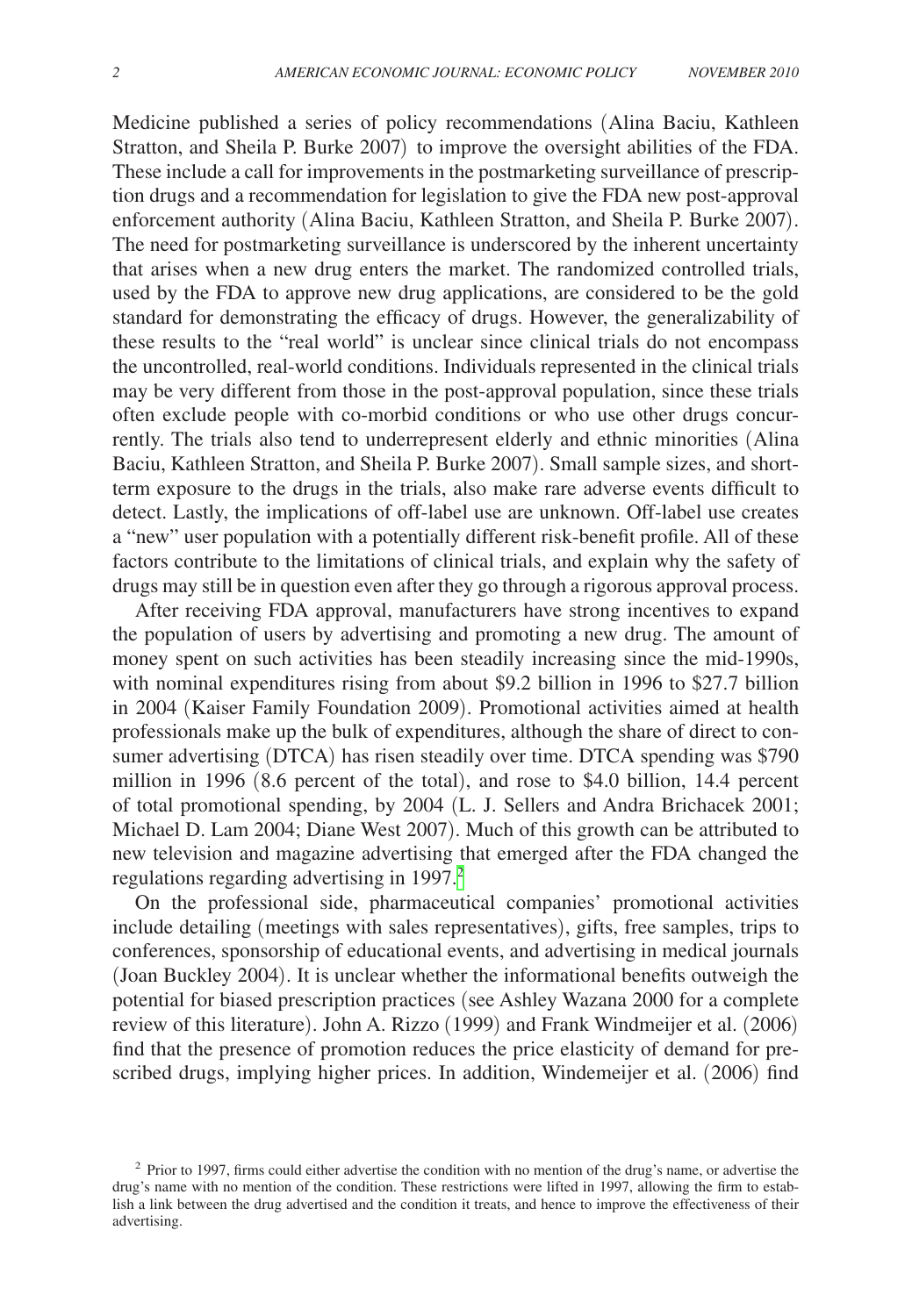Medicine published a series of policy recommendations (Alina Baciu, Kathleen Stratton, and Sheila P. Burke 2007) to improve the oversight abilities of the FDA. These include a call for improvements in the postmarketing surveillance of prescription drugs and a recommendation for legislation to give the FDA new post-approval enforcement authority (Alina Baciu, Kathleen Stratton, and Sheila P. Burke 2007). The need for postmarketing surveillance is underscored by the inherent uncertainty that arises when a new drug enters the market. The randomized controlled trials, used by the FDA to approve new drug applications, are considered to be the gold standard for demonstrating the efficacy of drugs. However, the generalizability of these results to the "real world" is unclear since clinical trials do not encompass the uncontrolled, real-world conditions. Individuals represented in the clinical trials may be very different from those in the post-approval population, since these trials often exclude people with co-morbid conditions or who use other drugs concurrently. The trials also tend to underrepresent elderly and ethnic minorities (Alina Baciu, Kathleen Stratton, and Sheila P. Burke 2007). Small sample sizes, and short-term exposure to the drugs in the trials, also make rare adverse events difficult to detect. Lastly, the implications of off-label use are unknown. Off-label use creates a "new" user population with a potentially different risk-benefit profile. All of these factors contribute to the limitations of clinical trials, and explain why the safety of drugs may still be in question even after they go through a rigorous approval process.

After receiving FDA approval, manufacturers have strong incentives to expand the population of users by advertising and promoting a new drug. The amount of money spent on such activities has been steadily increasing since the mid-1990s, with nominal expenditures rising from about $9.2 billion in 1996 to $27.7 billion in 2004 (Kaiser Family Foundation 2009). Promotional activities aimed at health professionals make up the bulk of expenditures, although the share of direct to consumer advertising (DTCA) has risen steadily over time. DTCA spending was $790 million in 1996 (8.6 percent of the total), and rose to $4.0 billion, 14.4 percent of total promotional spending, by 2004 (L. J. Sellers and Andra Brichacek 2001; Michael D. Lam 2004; Diane West 2007). Much of this growth can be attributed to new television and magazine advertising that emerged after the FDA changed the regulations regarding advertising in 1997.[2]

On the professional side, pharmaceutical companies' promotional activities include detailing (meetings with sales representatives), gifts, free samples, trips to conferences, sponsorship of educational events, and advertising in medical journals (Joan Buckley 2004). It is unclear whether the informational benefits outweigh the potential for biased prescription practices (see Ashley Wazana 2000 for a complete review of this literature). John A. Rizzo (1999) and Frank Windmeijer et al. (2006) find that the presence of promotion reduces the price elasticity of demand for prescribed drugs, implying higher prices. In addition, Windemeijer et al. (2006) find

[2] Prior to 1997, firms could either advertise the condition with no mention of the drug's name, or advertise the drug's name with no mention of the condition. These restrictions were lifted in 1997, allowing the firm to establish a link between the drug advertised and the condition it treats, and hence to improve the effectiveness of their advertising.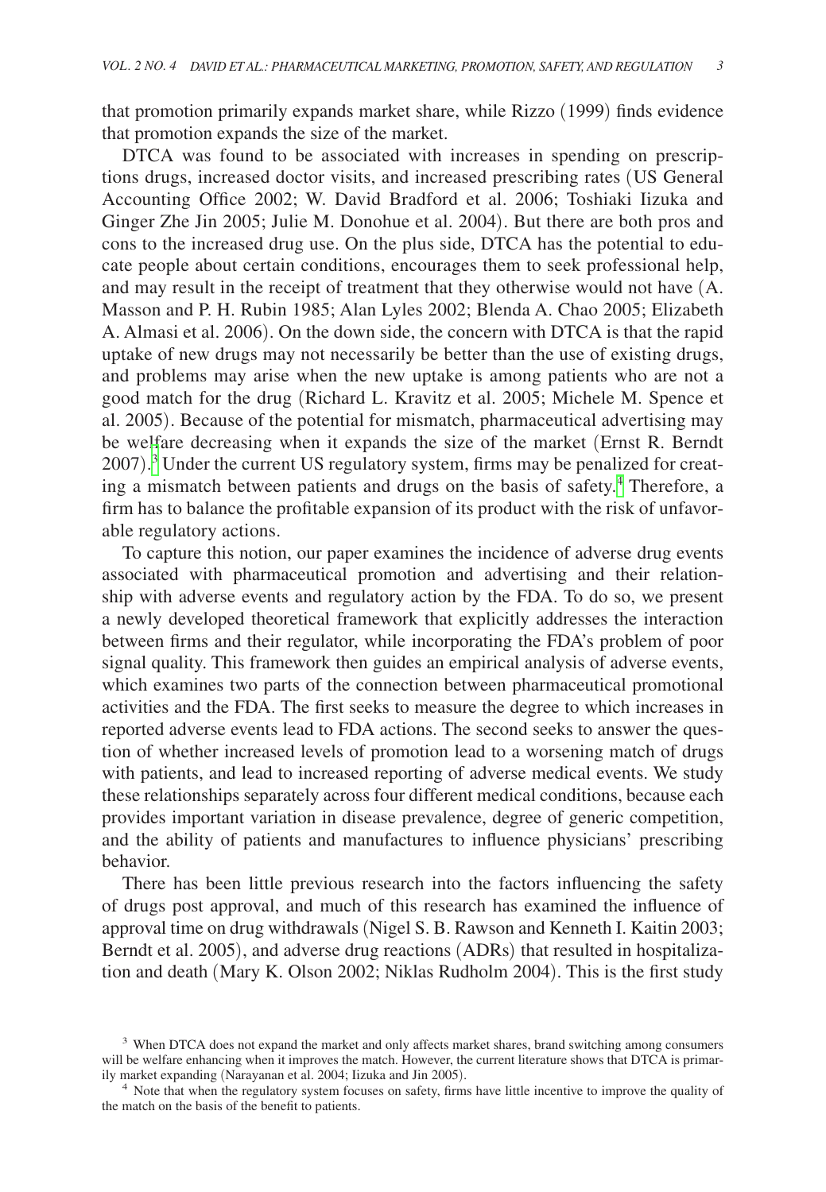that promotion primarily expands market share, while Rizzo (1999) finds evidence that promotion expands the size of the market.

DTCA was found to be associated with increases in spending on prescriptions drugs, increased doctor visits, and increased prescribing rates (US General Accounting Office 2002; W. David Bradford et al. 2006; Toshiaki Iizuka and Ginger Zhe Jin 2005; Julie M. Donohue et al. 2004). But there are both pros and cons to the increased drug use. On the plus side, DTCA has the potential to educate people about certain conditions, encourages them to seek professional help, and may result in the receipt of treatment that they otherwise would not have (A. Masson and P. H. Rubin 1985; Alan Lyles 2002; Blenda A. Chao 2005; Elizabeth A. Almasi et al. 2006). On the down side, the concern with DTCA is that the rapid uptake of new drugs may not necessarily be better than the use of existing drugs, and problems may arise when the new uptake is among patients who are not a good match for the drug (Richard L. Kravitz et al. 2005; Michele M. Spence et al. 2005). Because of the potential for mismatch, pharmaceutical advertising may be welfare decreasing when it expands the size of the market (Ernst R. Berndt 2007).[3] Under the current US regulatory system, firms may be penalized for creating a mismatch between patients and drugs on the basis of safety.[4] Therefore, a firm has to balance the profitable expansion of its product with the risk of unfavorable regulatory actions.

To capture this notion, our paper examines the incidence of adverse drug events associated with pharmaceutical promotion and advertising and their relationship with adverse events and regulatory action by the FDA. To do so, we present a newly developed theoretical framework that explicitly addresses the interaction between firms and their regulator, while incorporating the FDA's problem of poor signal quality. This framework then guides an empirical analysis of adverse events, which examines two parts of the connection between pharmaceutical promotional activities and the FDA. The first seeks to measure the degree to which increases in reported adverse events lead to FDA actions. The second seeks to answer the question of whether increased levels of promotion lead to a worsening match of drugs with patients, and lead to increased reporting of adverse medical events. We study these relationships separately across four different medical conditions, because each provides important variation in disease prevalence, degree of generic competition, and the ability of patients and manufactures to influence physicians' prescribing behavior.

There has been little previous research into the factors influencing the safety of drugs post approval, and much of this research has examined the influence of approval time on drug withdrawals (Nigel S. B. Rawson and Kenneth I. Kaitin 2003; Berndt et al. 2005), and adverse drug reactions (ADRs) that resulted in hospitalization and death (Mary K. Olson 2002; Niklas Rudholm 2004). This is the first study

[3] When DTCA does not expand the market and only affects market shares, brand switching among consumers will be welfare enhancing when it improves the match. However, the current literature shows that DTCA is primarily market expanding (Narayanan et al. 2004; Iizuka and Jin 2005).

[4] Note that when the regulatory system focuses on safety, firms have little incentive to improve the quality of the match on the basis of the benefit to patients.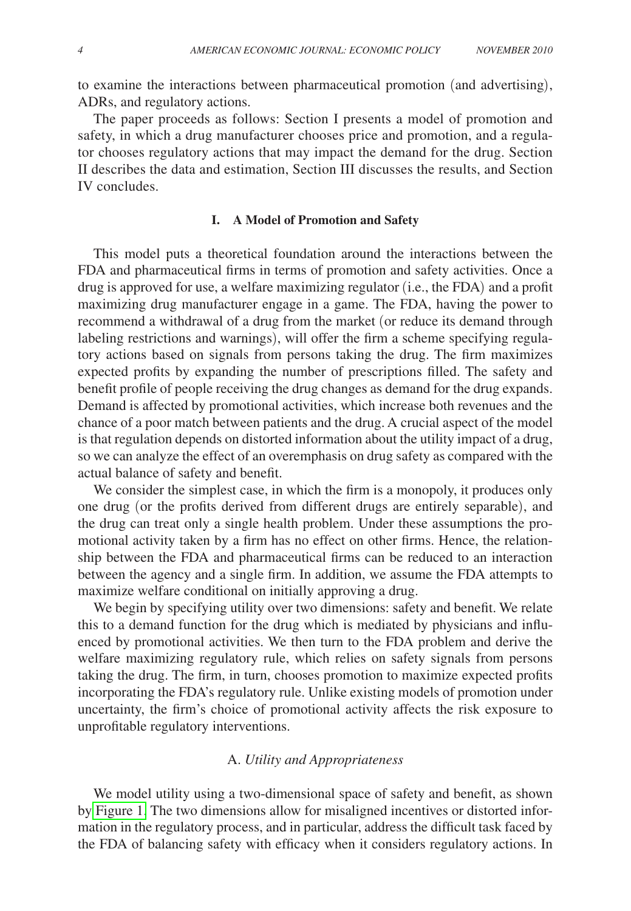to examine the interactions between pharmaceutical promotion (and advertising), ADRs, and regulatory actions.

The paper proceeds as follows: Section I presents a model of promotion and safety, in which a drug manufacturer chooses price and promotion, and a regulator chooses regulatory actions that may impact the demand for the drug. Section II describes the data and estimation, Section III discusses the results, and Section IV concludes.

## I. A Model of Promotion and Safety

This model puts a theoretical foundation around the interactions between the FDA and pharmaceutical firms in terms of promotion and safety activities. Once a drug is approved for use, a welfare maximizing regulator (i.e., the FDA) and a profit maximizing drug manufacturer engage in a game. The FDA, having the power to recommend a withdrawal of a drug from the market (or reduce its demand through labeling restrictions and warnings), will offer the firm a scheme specifying regulatory actions based on signals from persons taking the drug. The firm maximizes expected profits by expanding the number of prescriptions filled. The safety and benefit profile of people receiving the drug changes as demand for the drug expands. Demand is affected by promotional activities, which increase both revenues and the chance of a poor match between patients and the drug. A crucial aspect of the model is that regulation depends on distorted information about the utility impact of a drug, so we can analyze the effect of an overemphasis on drug safety as compared with the actual balance of safety and benefit.

We consider the simplest case, in which the firm is a monopoly, it produces only one drug (or the profits derived from different drugs are entirely separable), and the drug can treat only a single health problem. Under these assumptions the promotional activity taken by a firm has no effect on other firms. Hence, the relationship between the FDA and pharmaceutical firms can be reduced to an interaction between the agency and a single firm. In addition, we assume the FDA attempts to maximize welfare conditional on initially approving a drug.

We begin by specifying utility over two dimensions: safety and benefit. We relate this to a demand function for the drug which is mediated by physicians and influenced by promotional activities. We then turn to the FDA problem and derive the welfare maximizing regulatory rule, which relies on safety signals from persons taking the drug. The firm, in turn, chooses promotion to maximize expected profits incorporating the FDA's regulatory rule. Unlike existing models of promotion under uncertainty, the firm's choice of promotional activity affects the risk exposure to unprofitable regulatory interventions.

### A. *Utility and Appropriateness*

We model utility using a two-dimensional space of safety and benefit, as shown by Figure 1. The two dimensions allow for misaligned incentives or distorted information in the regulatory process, and in particular, address the difficult task faced by the FDA of balancing safety with efficacy when it considers regulatory actions. In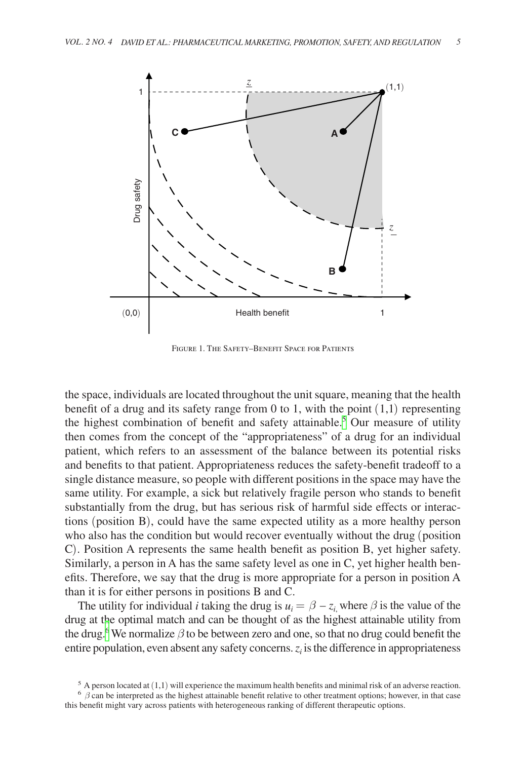Figure 1. The Safety–Benefit Space for Patients

the space, individuals are located throughout the unit square, meaning that the health benefit of a drug and its safety range from 0 to 1, with the point (1,1) representing the highest combination of benefit and safety attainable.[5] Our measure of utility then comes from the concept of the "appropriateness" of a drug for an individual patient, which refers to an assessment of the balance between its potential risks and benefits to that patient. Appropriateness reduces the safety-benefit tradeoff to a single distance measure, so people with different positions in the space may have the same utility. For example, a sick but relatively fragile person who stands to benefit substantially from the drug, but has serious risk of harmful side effects or interactions (position B), could have the same expected utility as a more healthy person who also has the condition but would recover eventually without the drug (position C). Position A represents the same health benefit as position B, yet higher safety. Similarly, a person in A has the same safety level as one in C, yet higher health benefits. Therefore, we say that the drug is more appropriate for a person in position A than it is for either persons in positions B and C.

The utility for individual $i$ taking the drug is $u_i = \beta - z_i$, where $\beta$ is the value of the drug at the optimal match and can be thought of as the highest attainable utility from the drug.[6] We normalize $\beta$ to be between zero and one, so that no drug could benefit the entire population, even absent any safety concerns. $z_i$ is the difference in appropriateness

[5] A person located at (1,1) will experience the maximum health benefits and minimal risk of an adverse reaction.

[6] $\beta$ can be interpreted as the highest attainable benefit relative to other treatment options; however, in that case this benefit might vary across patients with heterogeneous ranking of different therapeutic options.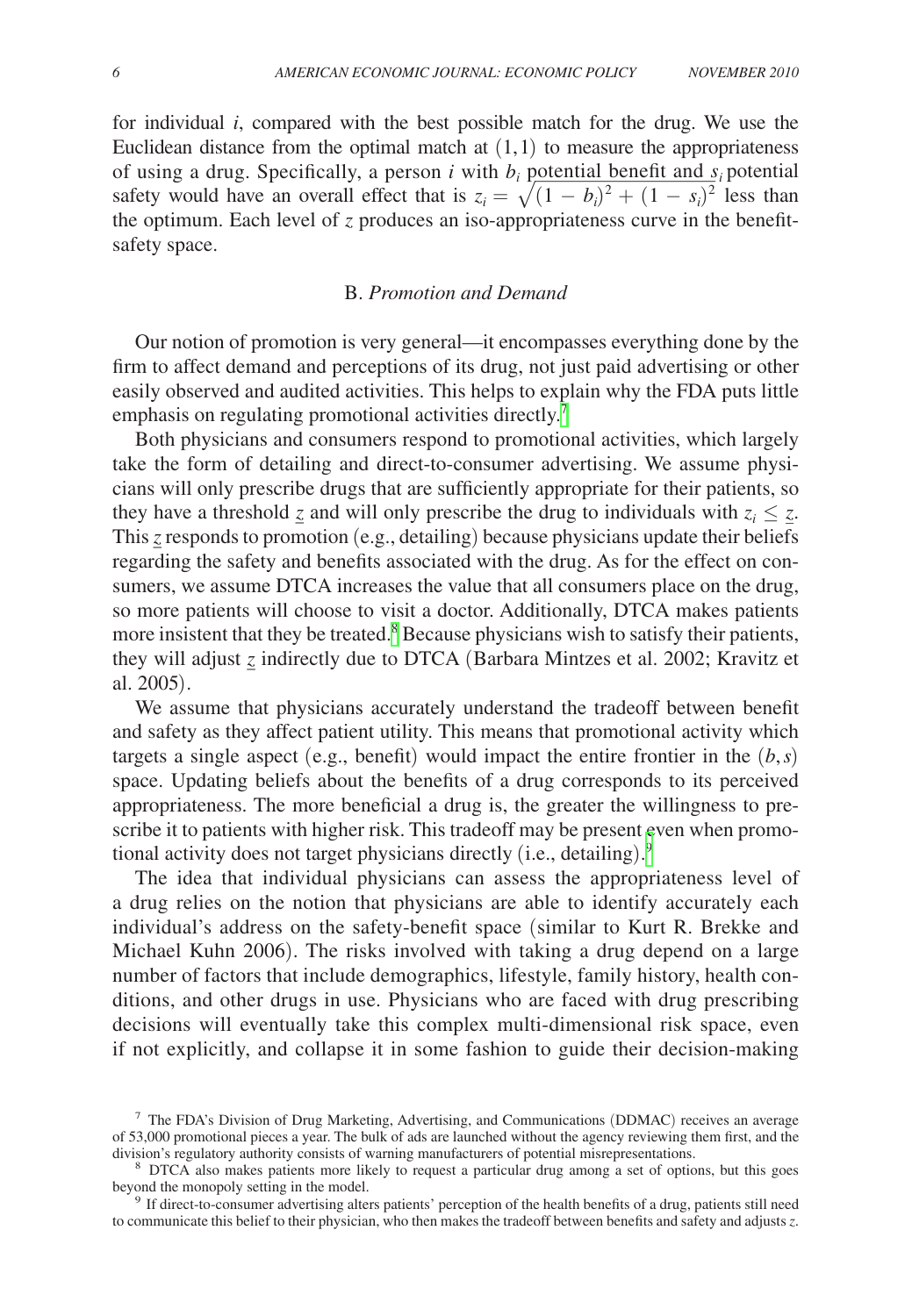for individual $i$, compared with the best possible match for the drug. We use the Euclidean distance from the optimal match at $(1,1)$ to measure the appropriateness of using a drug. Specifically, a person $i$ with $b_i$ potential benefit and $s_i$ potential safety would have an overall effect that is $z_i = \sqrt{(1 - b_i)^2 + (1 - s_i)^2}$ less than the optimum. Each level of $z$ produces an iso-appropriateness curve in the benefit-safety space.

## B. *Promotion and Demand*

Our notion of promotion is very general—it encompasses everything done by the firm to affect demand and perceptions of its drug, not just paid advertising or other easily observed and audited activities. This helps to explain why the FDA puts little emphasis on regulating promotional activities directly.[7]

Both physicians and consumers respond to promotional activities, which largely take the form of detailing and direct-to-consumer advertising. We assume physicians will only prescribe drugs that are sufficiently appropriate for their patients, so they have a threshold $\underline{z}$ and will only prescribe the drug to individuals with $z_i \leq \underline{z}$. This $\underline{z}$ responds to promotion (e.g., detailing) because physicians update their beliefs regarding the safety and benefits associated with the drug. As for the effect on consumers, we assume DTCA increases the value that all consumers place on the drug, so more patients will choose to visit a doctor. Additionally, DTCA makes patients more insistent that they be treated.[8] Because physicians wish to satisfy their patients, they will adjust $\underline{z}$ indirectly due to DTCA (Barbara Mintzes et al. 2002; Kravitz et al. 2005).

We assume that physicians accurately understand the tradeoff between benefit and safety as they affect patient utility. This means that promotional activity which targets a single aspect (e.g., benefit) would impact the entire frontier in the $(b, s)$ space. Updating beliefs about the benefits of a drug corresponds to its perceived appropriateness. The more beneficial a drug is, the greater the willingness to prescribe it to patients with higher risk. This tradeoff may be present even when promotional activity does not target physicians directly (i.e., detailing).[9]

The idea that individual physicians can assess the appropriateness level of a drug relies on the notion that physicians are able to identify accurately each individual's address on the safety-benefit space (similar to Kurt R. Brekke and Michael Kuhn 2006). The risks involved with taking a drug depend on a large number of factors that include demographics, lifestyle, family history, health conditions, and other drugs in use. Physicians who are faced with drug prescribing decisions will eventually take this complex multi-dimensional risk space, even if not explicitly, and collapse it in some fashion to guide their decision-making

[7] The FDA's Division of Drug Marketing, Advertising, and Communications (DDMAC) receives an average of 53,000 promotional pieces a year. The bulk of ads are launched without the agency reviewing them first, and the division's regulatory authority consists of warning manufacturers of potential misrepresentations.

[8] DTCA also makes patients more likely to request a particular drug among a set of options, but this goes beyond the monopoly setting in the model.

[9] If direct-to-consumer advertising alters patients' perception of the health benefits of a drug, patients still need to communicate this belief to their physician, who then makes the tradeoff between benefits and safety and adjusts $z$.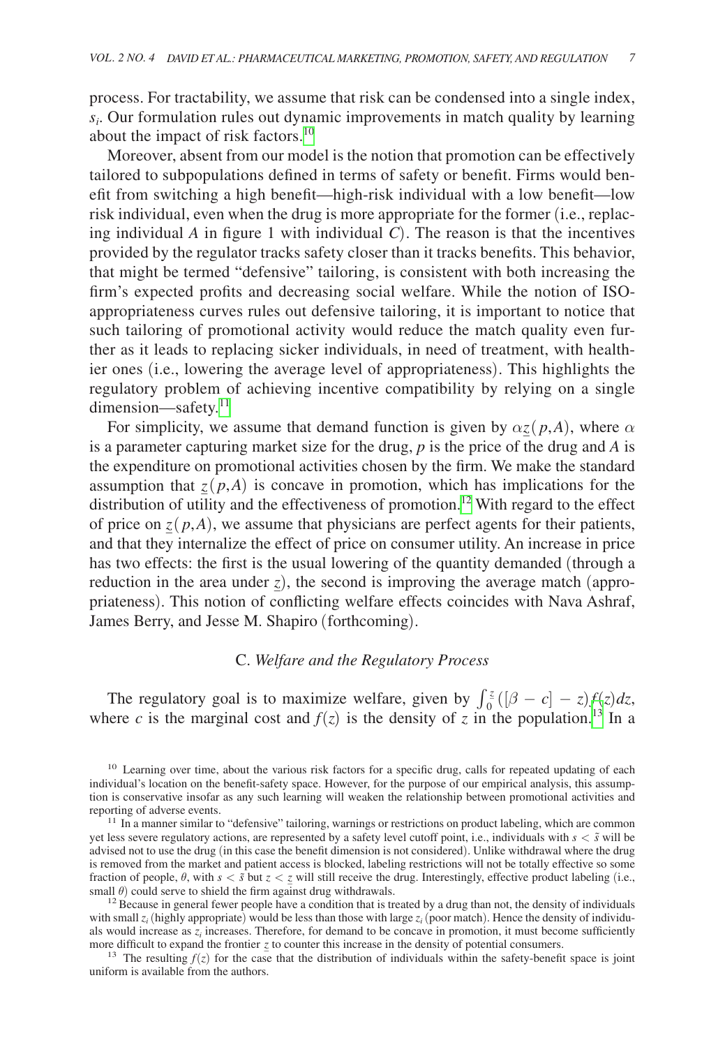process. For tractability, we assume that risk can be condensed into a single index, $s_i$. Our formulation rules out dynamic improvements in match quality by learning about the impact of risk factors.[10]

Moreover, absent from our model is the notion that promotion can be effectively tailored to subpopulations defined in terms of safety or benefit. Firms would benefit from switching a high benefit—high-risk individual with a low benefit—low risk individual, even when the drug is more appropriate for the former (i.e., replacing individual $A$ in figure 1 with individual $C$). The reason is that the incentives provided by the regulator tracks safety closer than it tracks benefits. This behavior, that might be termed "defensive" tailoring, is consistent with both increasing the firm's expected profits and decreasing social welfare. While the notion of ISO-appropriateness curves rules out defensive tailoring, it is important to notice that such tailoring of promotional activity would reduce the match quality even further as it leads to replacing sicker individuals, in need of treatment, with healthier ones (i.e., lowering the average level of appropriateness). This highlights the regulatory problem of achieving incentive compatibility by relying on a single dimension—safety.[11]

For simplicity, we assume that demand function is given by $\alpha \underline{z}(p,A)$, where $\alpha$ is a parameter capturing market size for the drug, $p$ is the price of the drug and $A$ is the expenditure on promotional activities chosen by the firm. We make the standard assumption that $\underline{z}(p,A)$ is concave in promotion, which has implications for the distribution of utility and the effectiveness of promotion.[12] With regard to the effect of price on $\underline{z}(p,A)$, we assume that physicians are perfect agents for their patients, and that they internalize the effect of price on consumer utility. An increase in price has two effects: the first is the usual lowering of the quantity demanded (through a reduction in the area under $\underline{z}$), the second is improving the average match (appropriateness). This notion of conflicting welfare effects coincides with Nava Ashraf, James Berry, and Jesse M. Shapiro (forthcoming).

### C. *Welfare and the Regulatory Process*

The regulatory goal is to maximize welfare, given by $\int_0^{\underline{z}} ([\beta - c] - z) f(z) dz$, where $c$ is the marginal cost and $f(z)$ is the density of $z$ in the population.[13] In a

[10] Learning over time, about the various risk factors for a specific drug, calls for repeated updating of each individual's location on the benefit-safety space. However, for the purpose of our empirical analysis, this assumption is conservative insofar as any such learning will weaken the relationship between promotional activities and reporting of adverse events.

[11] In a manner similar to "defensive" tailoring, warnings or restrictions on product labeling, which are common yet less severe regulatory actions, are represented by a safety level cutoff point, i.e., individuals with $s < \tilde{s}$ will be advised not to use the drug (in this case the benefit dimension is not considered). Unlike withdrawal where the drug is removed from the market and patient access is blocked, labeling restrictions will not be totally effective so some fraction of people, $\theta$, with $s < \tilde{s}$ but $z < \underline{z}$ will still receive the drug. Interestingly, effective product labeling (i.e., small $\theta$) could serve to shield the firm against drug withdrawals.

[12] Because in general fewer people have a condition that is treated by a drug than not, the density of individuals with small $z_i$ (highly appropriate) would be less than those with large $z_i$ (poor match). Hence the density of individuals would increase as $z_i$ increases. Therefore, for demand to be concave in promotion, it must become sufficiently more difficult to expand the frontier $\underline{z}$ to counter this increase in the density of potential consumers.

[13] The resulting $f(z)$ for the case that the distribution of individuals within the safety-benefit space is joint uniform is available from the authors.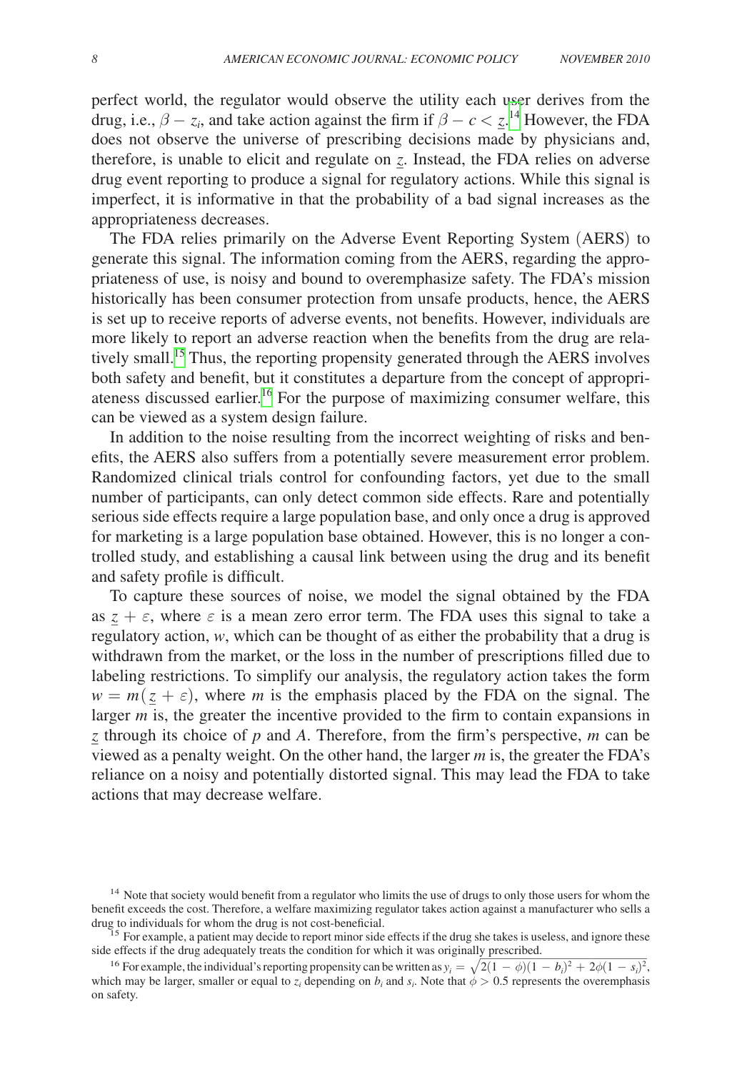perfect world, the regulator would observe the utility each user derives from the drug, i.e., $\beta - z_i$, and take action against the firm if $\beta - c < \underline{z}$.[14] However, the FDA does not observe the universe of prescribing decisions made by physicians and, therefore, is unable to elicit and regulate on $\underline{z}$. Instead, the FDA relies on adverse drug event reporting to produce a signal for regulatory actions. While this signal is imperfect, it is informative in that the probability of a bad signal increases as the appropriateness decreases.

The FDA relies primarily on the Adverse Event Reporting System (AERS) to generate this signal. The information coming from the AERS, regarding the appropriateness of use, is noisy and bound to overemphasize safety. The FDA's mission historically has been consumer protection from unsafe products, hence, the AERS is set up to receive reports of adverse events, not benefits. However, individuals are more likely to report an adverse reaction when the benefits from the drug are relatively small.[15] Thus, the reporting propensity generated through the AERS involves both safety and benefit, but it constitutes a departure from the concept of appropriateness discussed earlier.[16] For the purpose of maximizing consumer welfare, this can be viewed as a system design failure.

In addition to the noise resulting from the incorrect weighting of risks and benefits, the AERS also suffers from a potentially severe measurement error problem. Randomized clinical trials control for confounding factors, yet due to the small number of participants, can only detect common side effects. Rare and potentially serious side effects require a large population base, and only once a drug is approved for marketing is a large population base obtained. However, this is no longer a controlled study, and establishing a causal link between using the drug and its benefit and safety profile is difficult.

To capture these sources of noise, we model the signal obtained by the FDA as $\underline{z} + \varepsilon$, where $\varepsilon$ is a mean zero error term. The FDA uses this signal to take a regulatory action, $w$, which can be thought of as either the probability that a drug is withdrawn from the market, or the loss in the number of prescriptions filled due to labeling restrictions. To simplify our analysis, the regulatory action takes the form $w = m(\underline{z} + \varepsilon)$, where $m$ is the emphasis placed by the FDA on the signal. The larger $m$ is, the greater the incentive provided to the firm to contain expansions in $\underline{z}$ through its choice of $p$ and $A$. Therefore, from the firm's perspective, $m$ can be viewed as a penalty weight. On the other hand, the larger $m$ is, the greater the FDA's reliance on a noisy and potentially distorted signal. This may lead the FDA to take actions that may decrease welfare.

[14] Note that society would benefit from a regulator who limits the use of drugs to only those users for whom the benefit exceeds the cost. Therefore, a welfare maximizing regulator takes action against a manufacturer who sells a drug to individuals for whom the drug is not cost-beneficial.

[15] For example, a patient may decide to report minor side effects if the drug she takes is useless, and ignore these side effects if the drug adequately treats the condition for which it was originally prescribed.

[16] For example, the individual's reporting propensity can be written as $y_i = \sqrt{2(1 - \phi)(1 - b_i)^2 + 2\phi(1 - s_i)^2}$, which may be larger, smaller or equal to $z_i$ depending on $b_i$ and $s_i$. Note that $\phi > 0.5$ represents the overemphasis on safety.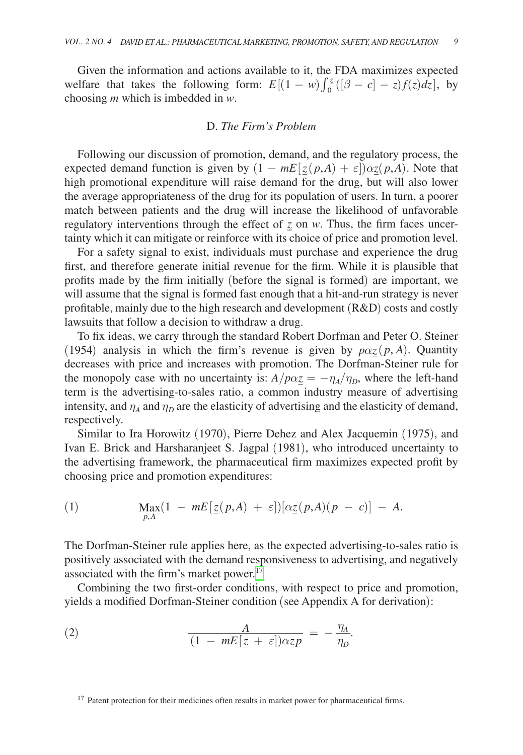Given the information and actions available to it, the FDA maximizes expected welfare that takes the following form: $E[(1-w)\int_0^{\underline{z}}([\beta-c]-z)f(z)dz]$, by choosing $m$ which is imbedded in $w$.

### D. *The Firm's Problem*

Following our discussion of promotion, demand, and the regulatory process, the expected demand function is given by $(1-mE[\underline{z}(p,A)+\varepsilon])\alpha\underline{z}(p,A)$. Note that high promotional expenditure will raise demand for the drug, but will also lower the average appropriateness of the drug for its population of users. In turn, a poorer match between patients and the drug will increase the likelihood of unfavorable regulatory interventions through the effect of $\underline{z}$ on $w$. Thus, the firm faces uncertainty which it can mitigate or reinforce with its choice of price and promotion level.

For a safety signal to exist, individuals must purchase and experience the drug first, and therefore generate initial revenue for the firm. While it is plausible that profits made by the firm initially (before the signal is formed) are important, we will assume that the signal is formed fast enough that a hit-and-run strategy is never profitable, mainly due to the high research and development (R&D) costs and costly lawsuits that follow a decision to withdraw a drug.

To fix ideas, we carry through the standard Robert Dorfman and Peter O. Steiner (1954) analysis in which the firm's revenue is given by $p\alpha\underline{z}(p,A)$. Quantity decreases with price and increases with promotion. The Dorfman-Steiner rule for the monopoly case with no uncertainty is: $A/p\alpha\underline{z} = -\eta_A/\eta_D$, where the left-hand term is the advertising-to-sales ratio, a common industry measure of advertising intensity, and $\eta_A$ and $\eta_D$ are the elasticity of advertising and the elasticity of demand, respectively.

Similar to Ira Horowitz (1970), Pierre Dehez and Alex Jacquemin (1975), and Ivan E. Brick and Harsharanjeet S. Jagpal (1981), who introduced uncertainty to the advertising framework, the pharmaceutical firm maximizes expected profit by choosing price and promotion expenditures:

$$\text{(1)} \qquad \underset{p,A}{\text{Max}}(1-mE[\underline{z}(p,A)+\varepsilon])[\alpha\underline{z}(p,A)(p-c)]-A.$$

The Dorfman-Steiner rule applies here, as the expected advertising-to-sales ratio is positively associated with the demand responsiveness to advertising, and negatively associated with the firm's market power.[17]

Combining the two first-order conditions, with respect to price and promotion, yields a modified Dorfman-Steiner condition (see Appendix A for derivation):

$$\text{(2)} \qquad \frac{A}{(1-mE[\underline{z}+\varepsilon])\alpha\underline{z}p} = -\frac{\eta_A}{\eta_D}.$$

[17] Patent protection for their medicines often results in market power for pharmaceutical firms.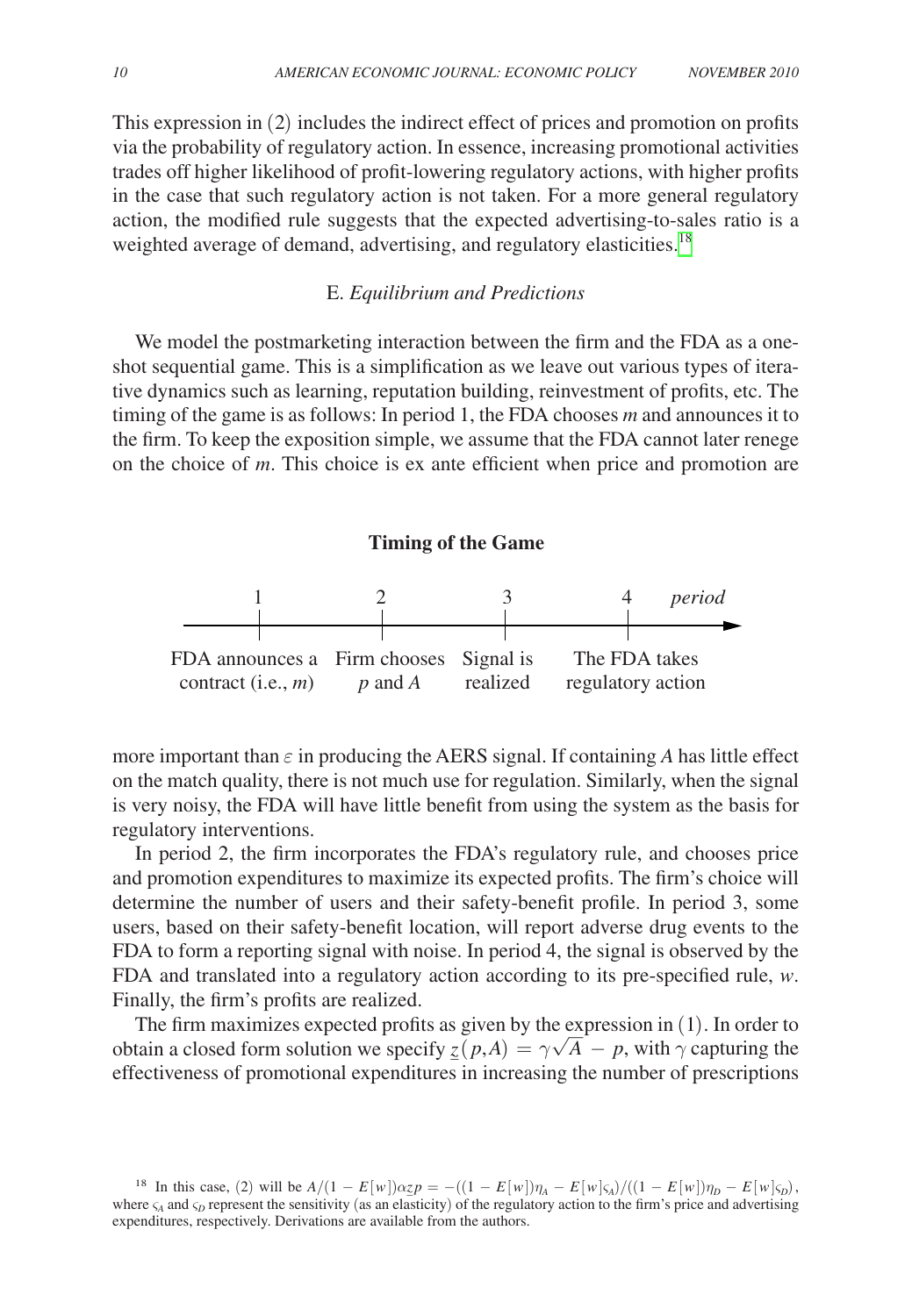This expression in (2) includes the indirect effect of prices and promotion on profits via the probability of regulatory action. In essence, increasing promotional activities trades off higher likelihood of profit-lowering regulatory actions, with higher profits in the case that such regulatory action is not taken. For a more general regulatory action, the modified rule suggests that the expected advertising-to-sales ratio is a weighted average of demand, advertising, and regulatory elasticities.[18]

### E. *Equilibrium and Predictions*

We model the postmarketing interaction between the firm and the FDA as a one-shot sequential game. This is a simplification as we leave out various types of iterative dynamics such as learning, reputation building, reinvestment of profits, etc. The timing of the game is as follows: In period 1, the FDA chooses $m$ and announces it to the firm. To keep the exposition simple, we assume that the FDA cannot later renege on the choice of $m$. This choice is ex ante efficient when price and promotion are more important than $\varepsilon$ in producing the AERS signal. If containing $A$ has little effect on the match quality, there is not much use for regulation. Similarly, when the signal is very noisy, the FDA will have little benefit from using the system as the basis for regulatory interventions.

**Timing of the Game**

| *period* | 1 | 2 | 3 | 4 |
|---|---|---|---|---|
| | FDA announces a contract (i.e., $m$) | Firm chooses $p$ and $A$ | Signal is realized | The FDA takes regulatory action |

In period 2, the firm incorporates the FDA's regulatory rule, and chooses price and promotion expenditures to maximize its expected profits. The firm's choice will determine the number of users and their safety-benefit profile. In period 3, some users, based on their safety-benefit location, will report adverse drug events to the FDA to form a reporting signal with noise. In period 4, the signal is observed by the FDA and translated into a regulatory action according to its pre-specified rule, $w$. Finally, the firm's profits are realized.

The firm maximizes expected profits as given by the expression in (1). In order to obtain a closed form solution we specify $\underline{z}(p,A) = \gamma\sqrt{A} - p$, with $\gamma$ capturing the effectiveness of promotional expenditures in increasing the number of prescriptions

---

[18] In this case, (2) will be $A/(1 - E[w])\alpha \underline{z} p = -((1 - E[w])\eta_A - E[w]\varsigma_A)/((1 - E[w])\eta_D - E[w]\varsigma_D)$, where $\varsigma_A$ and $\varsigma_D$ represent the sensitivity (as an elasticity) of the regulatory action to the firm's price and advertising expenditures, respectively. Derivations are available from the authors.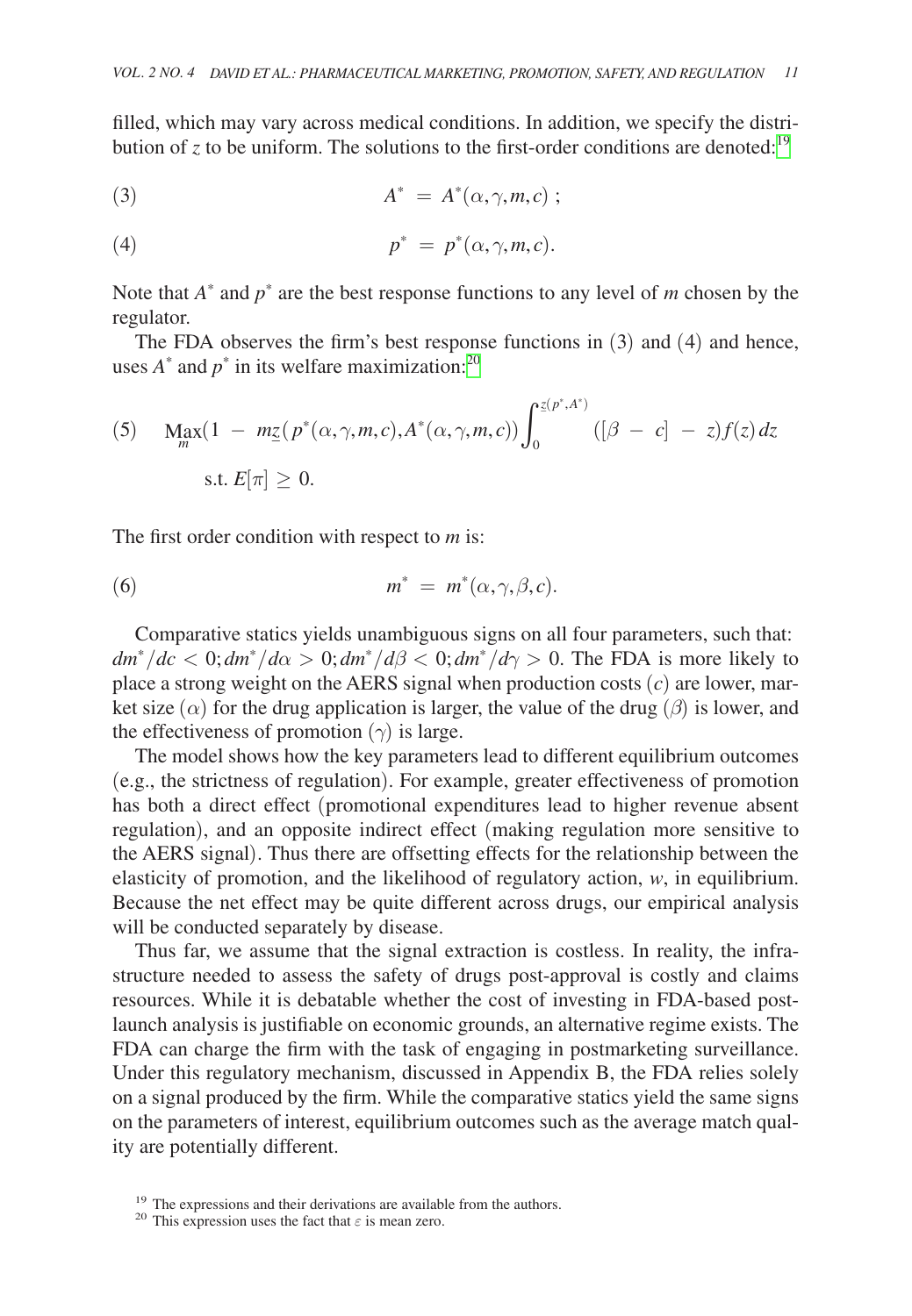filled, which may vary across medical conditions. In addition, we specify the distribution of $z$ to be uniform. The solutions to the first-order conditions are denoted:[19]

$$A^* = A^*(\alpha, \gamma, m, c); \tag{3}$$

$$p^* = p^*(\alpha, \gamma, m, c). \tag{4}$$

Note that $A^*$ and $p^*$ are the best response functions to any level of $m$ chosen by the regulator.

The FDA observes the firm's best response functions in (3) and (4) and hence, uses $A^*$ and $p^*$ in its welfare maximization:[20]

$$\underset{m}{\text{Max}}(1 - m\underline{z}(p^*(\alpha, \gamma, m, c), A^*(\alpha, \gamma, m, c)) \int_0^{\underline{z}(p^*, A^*)} ([\beta - c] - z) f(z)\, dz \tag{5}$$

$$\text{s.t. } E[\pi] \geq 0.$$

The first order condition with respect to $m$ is:

$$m^* = m^*(\alpha, \gamma, \beta, c). \tag{6}$$

Comparative statics yields unambiguous signs on all four parameters, such that: $dm^*/dc < 0; dm^*/d\alpha > 0; dm^*/d\beta < 0; dm^*/d\gamma > 0$. The FDA is more likely to place a strong weight on the AERS signal when production costs ($c$) are lower, market size ($\alpha$) for the drug application is larger, the value of the drug ($\beta$) is lower, and the effectiveness of promotion ($\gamma$) is large.

The model shows how the key parameters lead to different equilibrium outcomes (e.g., the strictness of regulation). For example, greater effectiveness of promotion has both a direct effect (promotional expenditures lead to higher revenue absent regulation), and an opposite indirect effect (making regulation more sensitive to the AERS signal). Thus there are offsetting effects for the relationship between the elasticity of promotion, and the likelihood of regulatory action, $w$, in equilibrium. Because the net effect may be quite different across drugs, our empirical analysis will be conducted separately by disease.

Thus far, we assume that the signal extraction is costless. In reality, the infrastructure needed to assess the safety of drugs post-approval is costly and claims resources. While it is debatable whether the cost of investing in FDA-based post-launch analysis is justifiable on economic grounds, an alternative regime exists. The FDA can charge the firm with the task of engaging in postmarketing surveillance. Under this regulatory mechanism, discussed in Appendix B, the FDA relies solely on a signal produced by the firm. While the comparative statics yield the same signs on the parameters of interest, equilibrium outcomes such as the average match quality are potentially different.

[19] The expressions and their derivations are available from the authors.

[20] This expression uses the fact that $\varepsilon$ is mean zero.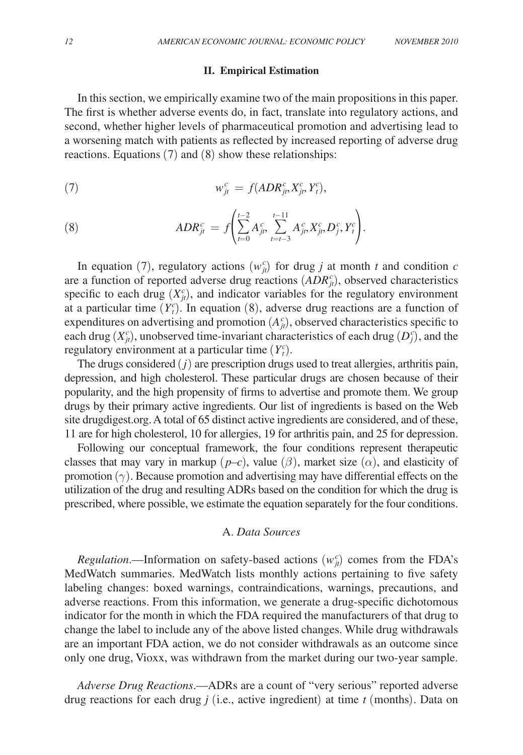## II. Empirical Estimation

In this section, we empirically examine two of the main propositions in this paper. The first is whether adverse events do, in fact, translate into regulatory actions, and second, whether higher levels of pharmaceutical promotion and advertising lead to a worsening match with patients as reflected by increased reporting of adverse drug reactions. Equations (7) and (8) show these relationships:

$$w_{jt}^{c} = f(ADR_{jt}^{c}, X_{jt}^{c}, Y_{t}^{c}), \tag{7}$$

$$ADR_{jt}^{c} = f\left(\sum_{t=0}^{t-2} A_{jt}^{c}, \sum_{t=t-3}^{t-11} A_{jt}^{c}, X_{jt}^{c}, D_{j}^{c}, Y_{t}^{c}\right). \tag{8}$$

In equation (7), regulatory actions $(w_{jt}^{c})$ for drug $j$ at month $t$ and condition $c$ are a function of reported adverse drug reactions $(ADR_{jt}^{c})$, observed characteristics specific to each drug $(X_{jt}^{c})$, and indicator variables for the regulatory environment at a particular time $(Y_{t}^{c})$. In equation (8), adverse drug reactions are a function of expenditures on advertising and promotion $(A_{jt}^{c})$, observed characteristics specific to each drug $(X_{jt}^{c})$, unobserved time-invariant characteristics of each drug $(D_{j}^{c})$, and the regulatory environment at a particular time $(Y_{t}^{c})$.

The drugs considered $(j)$ are prescription drugs used to treat allergies, arthritis pain, depression, and high cholesterol. These particular drugs are chosen because of their popularity, and the high propensity of firms to advertise and promote them. We group drugs by their primary active ingredients. Our list of ingredients is based on the Web site drugdigest.org. A total of 65 distinct active ingredients are considered, and of these, 11 are for high cholesterol, 10 for allergies, 19 for arthritis pain, and 25 for depression.

Following our conceptual framework, the four conditions represent therapeutic classes that may vary in markup ($p$–$c$), value $(\beta)$, market size $(\alpha)$, and elasticity of promotion $(\gamma)$. Because promotion and advertising may have differential effects on the utilization of the drug and resulting ADRs based on the condition for which the drug is prescribed, where possible, we estimate the equation separately for the four conditions.

### A. *Data Sources*

*Regulation*.—Information on safety-based actions $(w_{jt}^{c})$ comes from the FDA's MedWatch summaries. MedWatch lists monthly actions pertaining to five safety labeling changes: boxed warnings, contraindications, warnings, precautions, and adverse reactions. From this information, we generate a drug-specific dichotomous indicator for the month in which the FDA required the manufacturers of that drug to change the label to include any of the above listed changes. While drug withdrawals are an important FDA action, we do not consider withdrawals as an outcome since only one drug, Vioxx, was withdrawn from the market during our two-year sample.

*Adverse Drug Reactions*.—ADRs are a count of "very serious" reported adverse drug reactions for each drug $j$ (i.e., active ingredient) at time $t$ (months). Data on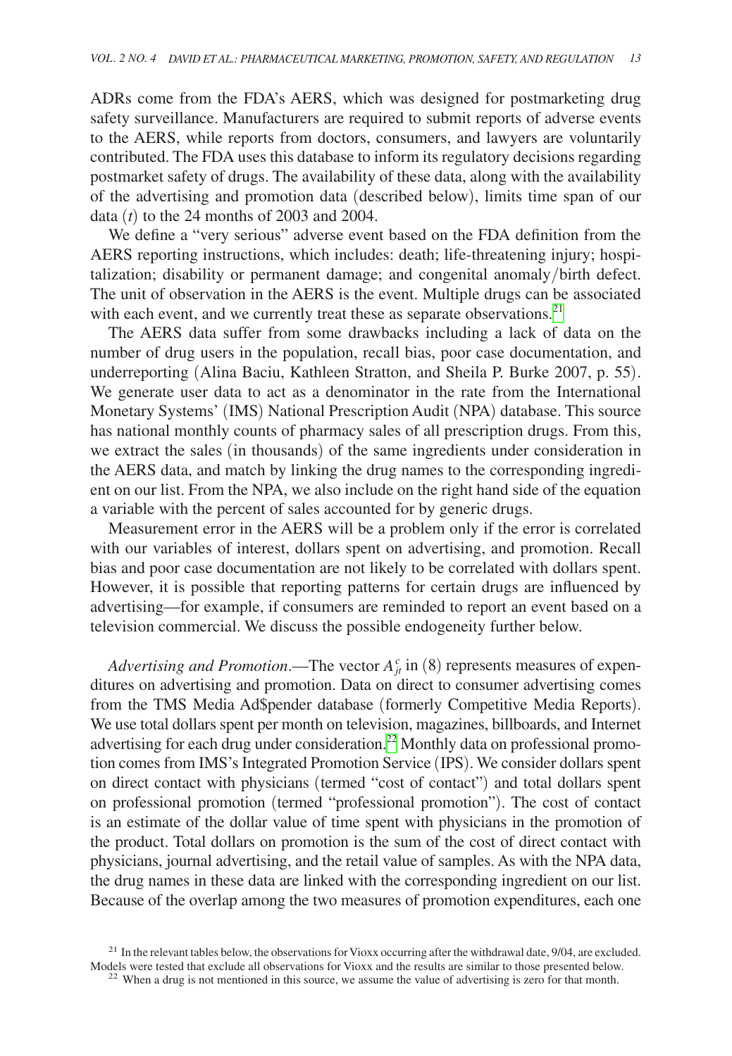ADRs come from the FDA's AERS, which was designed for postmarketing drug safety surveillance. Manufacturers are required to submit reports of adverse events to the AERS, while reports from doctors, consumers, and lawyers are voluntarily contributed. The FDA uses this database to inform its regulatory decisions regarding postmarket safety of drugs. The availability of these data, along with the availability of the advertising and promotion data (described below), limits time span of our data ($t$) to the 24 months of 2003 and 2004.

We define a "very serious" adverse event based on the FDA definition from the AERS reporting instructions, which includes: death; life-threatening injury; hospitalization; disability or permanent damage; and congenital anomaly/birth defect. The unit of observation in the AERS is the event. Multiple drugs can be associated with each event, and we currently treat these as separate observations.[21]

The AERS data suffer from some drawbacks including a lack of data on the number of drug users in the population, recall bias, poor case documentation, and underreporting (Alina Baciu, Kathleen Stratton, and Sheila P. Burke 2007, p. 55). We generate user data to act as a denominator in the rate from the International Monetary Systems' (IMS) National Prescription Audit (NPA) database. This source has national monthly counts of pharmacy sales of all prescription drugs. From this, we extract the sales (in thousands) of the same ingredients under consideration in the AERS data, and match by linking the drug names to the corresponding ingredient on our list. From the NPA, we also include on the right hand side of the equation a variable with the percent of sales accounted for by generic drugs.

Measurement error in the AERS will be a problem only if the error is correlated with our variables of interest, dollars spent on advertising, and promotion. Recall bias and poor case documentation are not likely to be correlated with dollars spent. However, it is possible that reporting patterns for certain drugs are influenced by advertising—for example, if consumers are reminded to report an event based on a television commercial. We discuss the possible endogeneity further below.

*Advertising and Promotion*.—The vector $A^c_{jt}$ in (8) represents measures of expenditures on advertising and promotion. Data on direct to consumer advertising comes from the TMS Media Ad$pender database (formerly Competitive Media Reports). We use total dollars spent per month on television, magazines, billboards, and Internet advertising for each drug under consideration.[22] Monthly data on professional promotion comes from IMS's Integrated Promotion Service (IPS). We consider dollars spent on direct contact with physicians (termed "cost of contact") and total dollars spent on professional promotion (termed "professional promotion"). The cost of contact is an estimate of the dollar value of time spent with physicians in the promotion of the product. Total dollars on promotion is the sum of the cost of direct contact with physicians, journal advertising, and the retail value of samples. As with the NPA data, the drug names in these data are linked with the corresponding ingredient on our list. Because of the overlap among the two measures of promotion expenditures, each one

[21] In the relevant tables below, the observations for Vioxx occurring after the withdrawal date, 9/04, are excluded. Models were tested that exclude all observations for Vioxx and the results are similar to those presented below.

[22] When a drug is not mentioned in this source, we assume the value of advertising is zero for that month.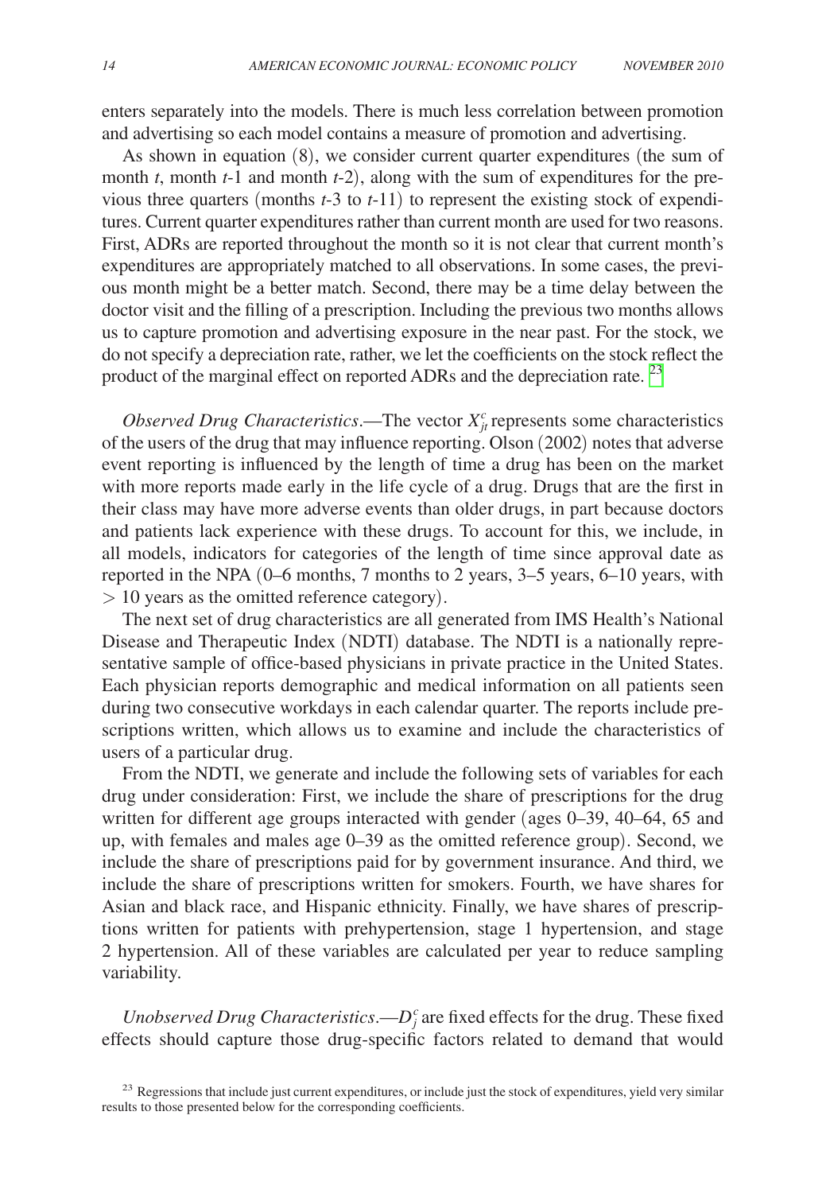enters separately into the models. There is much less correlation between promotion and advertising so each model contains a measure of promotion and advertising.

As shown in equation (8), we consider current quarter expenditures (the sum of month $t$, month $t$-1 and month $t$-2), along with the sum of expenditures for the previous three quarters (months $t$-3 to $t$-11) to represent the existing stock of expenditures. Current quarter expenditures rather than current month are used for two reasons. First, ADRs are reported throughout the month so it is not clear that current month's expenditures are appropriately matched to all observations. In some cases, the previous month might be a better match. Second, there may be a time delay between the doctor visit and the filling of a prescription. Including the previous two months allows us to capture promotion and advertising exposure in the near past. For the stock, we do not specify a depreciation rate, rather, we let the coefficients on the stock reflect the product of the marginal effect on reported ADRs and the depreciation rate. [23]

*Observed Drug Characteristics*.—The vector $X_{jt}^{c}$ represents some characteristics of the users of the drug that may influence reporting. Olson (2002) notes that adverse event reporting is influenced by the length of time a drug has been on the market with more reports made early in the life cycle of a drug. Drugs that are the first in their class may have more adverse events than older drugs, in part because doctors and patients lack experience with these drugs. To account for this, we include, in all models, indicators for categories of the length of time since approval date as reported in the NPA (0–6 months, 7 months to 2 years, 3–5 years, 6–10 years, with $>$ 10 years as the omitted reference category).

The next set of drug characteristics are all generated from IMS Health's National Disease and Therapeutic Index (NDTI) database. The NDTI is a nationally representative sample of office-based physicians in private practice in the United States. Each physician reports demographic and medical information on all patients seen during two consecutive workdays in each calendar quarter. The reports include prescriptions written, which allows us to examine and include the characteristics of users of a particular drug.

From the NDTI, we generate and include the following sets of variables for each drug under consideration: First, we include the share of prescriptions for the drug written for different age groups interacted with gender (ages 0–39, 40–64, 65 and up, with females and males age 0–39 as the omitted reference group). Second, we include the share of prescriptions paid for by government insurance. And third, we include the share of prescriptions written for smokers. Fourth, we have shares for Asian and black race, and Hispanic ethnicity. Finally, we have shares of prescriptions written for patients with prehypertension, stage 1 hypertension, and stage 2 hypertension. All of these variables are calculated per year to reduce sampling variability.

*Unobserved Drug Characteristics*.—$D_{j}^{c}$ are fixed effects for the drug. These fixed effects should capture those drug-specific factors related to demand that would

[23] Regressions that include just current expenditures, or include just the stock of expenditures, yield very similar results to those presented below for the corresponding coefficients.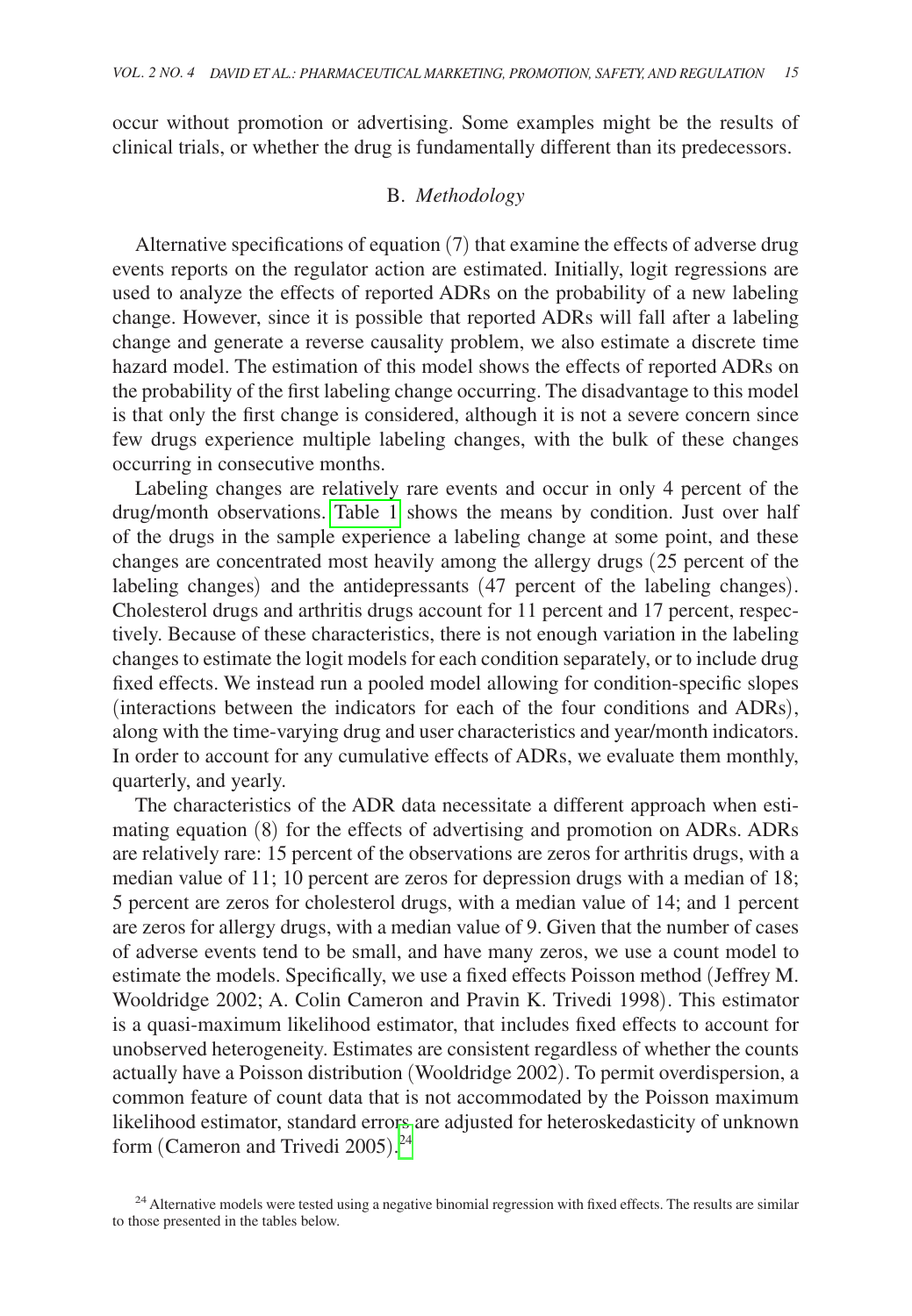occur without promotion or advertising. Some examples might be the results of clinical trials, or whether the drug is fundamentally different than its predecessors.

### B. *Methodology*

Alternative specifications of equation (7) that examine the effects of adverse drug events reports on the regulator action are estimated. Initially, logit regressions are used to analyze the effects of reported ADRs on the probability of a new labeling change. However, since it is possible that reported ADRs will fall after a labeling change and generate a reverse causality problem, we also estimate a discrete time hazard model. The estimation of this model shows the effects of reported ADRs on the probability of the first labeling change occurring. The disadvantage to this model is that only the first change is considered, although it is not a severe concern since few drugs experience multiple labeling changes, with the bulk of these changes occurring in consecutive months.

Labeling changes are relatively rare events and occur in only 4 percent of the drug/month observations. Table 1 shows the means by condition. Just over half of the drugs in the sample experience a labeling change at some point, and these changes are concentrated most heavily among the allergy drugs (25 percent of the labeling changes) and the antidepressants (47 percent of the labeling changes). Cholesterol drugs and arthritis drugs account for 11 percent and 17 percent, respectively. Because of these characteristics, there is not enough variation in the labeling changes to estimate the logit models for each condition separately, or to include drug fixed effects. We instead run a pooled model allowing for condition-specific slopes (interactions between the indicators for each of the four conditions and ADRs), along with the time-varying drug and user characteristics and year/month indicators. In order to account for any cumulative effects of ADRs, we evaluate them monthly, quarterly, and yearly.

The characteristics of the ADR data necessitate a different approach when estimating equation (8) for the effects of advertising and promotion on ADRs. ADRs are relatively rare: 15 percent of the observations are zeros for arthritis drugs, with a median value of 11; 10 percent are zeros for depression drugs with a median of 18; 5 percent are zeros for cholesterol drugs, with a median value of 14; and 1 percent are zeros for allergy drugs, with a median value of 9. Given that the number of cases of adverse events tend to be small, and have many zeros, we use a count model to estimate the models. Specifically, we use a fixed effects Poisson method (Jeffrey M. Wooldridge 2002; A. Colin Cameron and Pravin K. Trivedi 1998). This estimator is a quasi-maximum likelihood estimator, that includes fixed effects to account for unobserved heterogeneity. Estimates are consistent regardless of whether the counts actually have a Poisson distribution (Wooldridge 2002). To permit overdispersion, a common feature of count data that is not accommodated by the Poisson maximum likelihood estimator, standard errors are adjusted for heteroskedasticity of unknown form (Cameron and Trivedi 2005).[24]

[24] Alternative models were tested using a negative binomial regression with fixed effects. The results are similar to those presented in the tables below.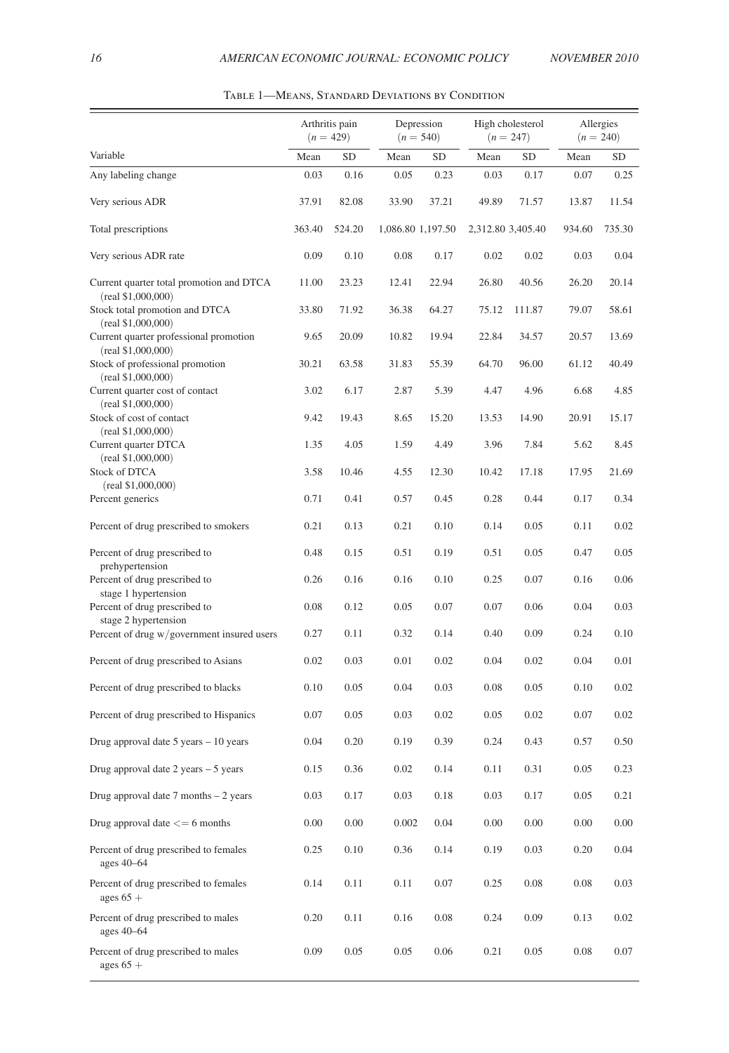Table 1—Means, Standard Deviations by Condition

| Variable | Arthritis pain ($n = 429$) Mean | SD | Depression ($n = 540$) Mean | SD | High cholesterol ($n = 247$) Mean | SD | Allergies ($n = 240$) Mean | SD |
|---|---|---|---|---|---|---|---|---|
| Any labeling change | 0.03 | 0.16 | 0.05 | 0.23 | 0.03 | 0.17 | 0.07 | 0.25 |
| Very serious ADR | 37.91 | 82.08 | 33.90 | 37.21 | 49.89 | 71.57 | 13.87 | 11.54 |
| Total prescriptions | 363.40 | 524.20 | 1,086.80 | 1,197.50 | 2,312.80 | 3,405.40 | 934.60 | 735.30 |
| Very serious ADR rate | 0.09 | 0.10 | 0.08 | 0.17 | 0.02 | 0.02 | 0.03 | 0.04 |
| Current quarter total promotion and DTCA (real \$1,000,000) | 11.00 | 23.23 | 12.41 | 22.94 | 26.80 | 40.56 | 26.20 | 20.14 |
| Stock total promotion and DTCA (real \$1,000,000) | 33.80 | 71.92 | 36.38 | 64.27 | 75.12 | 111.87 | 79.07 | 58.61 |
| Current quarter professional promotion (real \$1,000,000) | 9.65 | 20.09 | 10.82 | 19.94 | 22.84 | 34.57 | 20.57 | 13.69 |
| Stock of professional promotion (real \$1,000,000) | 30.21 | 63.58 | 31.83 | 55.39 | 64.70 | 96.00 | 61.12 | 40.49 |
| Current quarter cost of contact (real \$1,000,000) | 3.02 | 6.17 | 2.87 | 5.39 | 4.47 | 4.96 | 6.68 | 4.85 |
| Stock of cost of contact (real \$1,000,000) | 9.42 | 19.43 | 8.65 | 15.20 | 13.53 | 14.90 | 20.91 | 15.17 |
| Current quarter DTCA (real \$1,000,000) | 1.35 | 4.05 | 1.59 | 4.49 | 3.96 | 7.84 | 5.62 | 8.45 |
| Stock of DTCA (real \$1,000,000) | 3.58 | 10.46 | 4.55 | 12.30 | 10.42 | 17.18 | 17.95 | 21.69 |
| Percent generics | 0.71 | 0.41 | 0.57 | 0.45 | 0.28 | 0.44 | 0.17 | 0.34 |
| Percent of drug prescribed to smokers | 0.21 | 0.13 | 0.21 | 0.10 | 0.14 | 0.05 | 0.11 | 0.02 |
| Percent of drug prescribed to prehypertension | 0.48 | 0.15 | 0.51 | 0.19 | 0.51 | 0.05 | 0.47 | 0.05 |
| Percent of drug prescribed to stage 1 hypertension | 0.26 | 0.16 | 0.16 | 0.10 | 0.25 | 0.07 | 0.16 | 0.06 |
| Percent of drug prescribed to stage 2 hypertension | 0.08 | 0.12 | 0.05 | 0.07 | 0.07 | 0.06 | 0.04 | 0.03 |
| Percent of drug w/government insured users | 0.27 | 0.11 | 0.32 | 0.14 | 0.40 | 0.09 | 0.24 | 0.10 |
| Percent of drug prescribed to Asians | 0.02 | 0.03 | 0.01 | 0.02 | 0.04 | 0.02 | 0.04 | 0.01 |
| Percent of drug prescribed to blacks | 0.10 | 0.05 | 0.04 | 0.03 | 0.08 | 0.05 | 0.10 | 0.02 |
| Percent of drug prescribed to Hispanics | 0.07 | 0.05 | 0.03 | 0.02 | 0.05 | 0.02 | 0.07 | 0.02 |
| Drug approval date 5 years – 10 years | 0.04 | 0.20 | 0.19 | 0.39 | 0.24 | 0.43 | 0.57 | 0.50 |
| Drug approval date 2 years – 5 years | 0.15 | 0.36 | 0.02 | 0.14 | 0.11 | 0.31 | 0.05 | 0.23 |
| Drug approval date 7 months – 2 years | 0.03 | 0.17 | 0.03 | 0.18 | 0.03 | 0.17 | 0.05 | 0.21 |
| Drug approval date <= 6 months | 0.00 | 0.00 | 0.002 | 0.04 | 0.00 | 0.00 | 0.00 | 0.00 |
| Percent of drug prescribed to females ages 40–64 | 0.25 | 0.10 | 0.36 | 0.14 | 0.19 | 0.03 | 0.20 | 0.04 |
| Percent of drug prescribed to females ages 65 + | 0.14 | 0.11 | 0.11 | 0.07 | 0.25 | 0.08 | 0.08 | 0.03 |
| Percent of drug prescribed to males ages 40–64 | 0.20 | 0.11 | 0.16 | 0.08 | 0.24 | 0.09 | 0.13 | 0.02 |
| Percent of drug prescribed to males ages 65 + | 0.09 | 0.05 | 0.05 | 0.06 | 0.21 | 0.05 | 0.08 | 0.07 |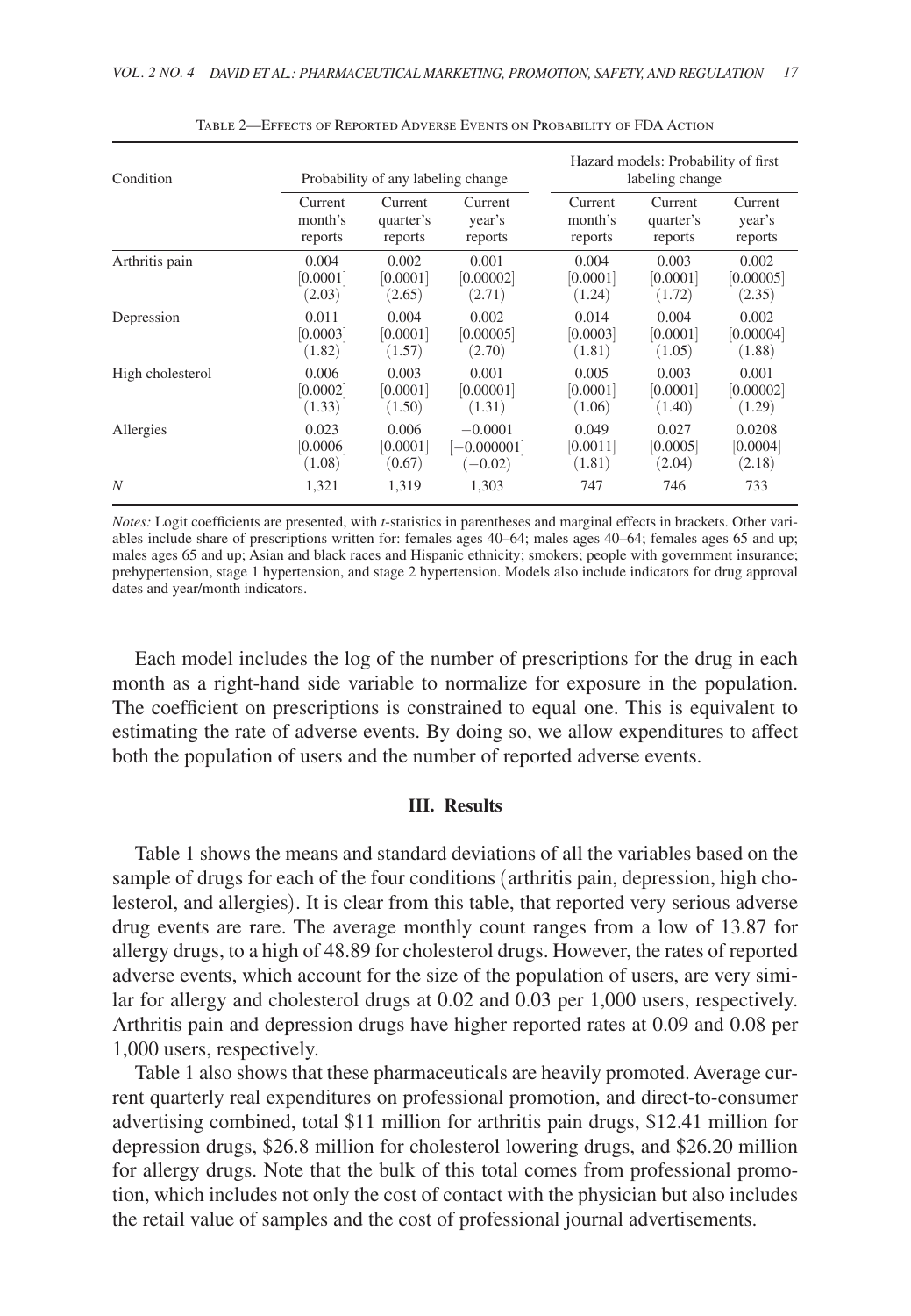Table 2—Effects of Reported Adverse Events on Probability of FDA Action

| Condition | Probability of any labeling change | | | Hazard models: Probability of first labeling change | | |
|---|---|---|---|---|---|---|
| | Current month's reports | Current quarter's reports | Current year's reports | Current month's reports | Current quarter's reports | Current year's reports |
| Arthritis pain | 0.004 | 0.002 | 0.001 | 0.004 | 0.003 | 0.002 |
| | [0.0001] | [0.0001] | [0.00002] | [0.0001] | [0.0001] | [0.00005] |
| | (2.03) | (2.65) | (2.71) | (1.24) | (1.72) | (2.35) |
| Depression | 0.011 | 0.004 | 0.002 | 0.014 | 0.004 | 0.002 |
| | [0.0003] | [0.0001] | [0.00005] | [0.0003] | [0.0001] | [0.00004] |
| | (1.82) | (1.57) | (2.70) | (1.81) | (1.05) | (1.88) |
| High cholesterol | 0.006 | 0.003 | 0.001 | 0.005 | 0.003 | 0.001 |
| | [0.0002] | [0.0001] | [0.00001] | [0.0001] | [0.0001] | [0.00002] |
| | (1.33) | (1.50) | (1.31) | (1.06) | (1.40) | (1.29) |
| Allergies | 0.023 | 0.006 | −0.0001 | 0.049 | 0.027 | 0.0208 |
| | [0.0006] | [0.0001] | [−0.000001] | [0.0011] | [0.0005] | [0.0004] |
| | (1.08) | (0.67) | (−0.02) | (1.81) | (2.04) | (2.18) |
| $N$ | 1,321 | 1,319 | 1,303 | 747 | 746 | 733 |

*Notes:* Logit coefficients are presented, with *t*-statistics in parentheses and marginal effects in brackets. Other variables include share of prescriptions written for: females ages 40–64; males ages 40–64; females ages 65 and up; males ages 65 and up; Asian and black races and Hispanic ethnicity; smokers; people with government insurance; prehypertension, stage 1 hypertension, and stage 2 hypertension. Models also include indicators for drug approval dates and year/month indicators.

Each model includes the log of the number of prescriptions for the drug in each month as a right-hand side variable to normalize for exposure in the population. The coefficient on prescriptions is constrained to equal one. This is equivalent to estimating the rate of adverse events. By doing so, we allow expenditures to affect both the population of users and the number of reported adverse events.

## III. Results

Table 1 shows the means and standard deviations of all the variables based on the sample of drugs for each of the four conditions (arthritis pain, depression, high cholesterol, and allergies). It is clear from this table, that reported very serious adverse drug events are rare. The average monthly count ranges from a low of 13.87 for allergy drugs, to a high of 48.89 for cholesterol drugs. However, the rates of reported adverse events, which account for the size of the population of users, are very similar for allergy and cholesterol drugs at 0.02 and 0.03 per 1,000 users, respectively. Arthritis pain and depression drugs have higher reported rates at 0.09 and 0.08 per 1,000 users, respectively.

Table 1 also shows that these pharmaceuticals are heavily promoted. Average current quarterly real expenditures on professional promotion, and direct-to-consumer advertising combined, total $11 million for arthritis pain drugs, $12.41 million for depression drugs, $26.8 million for cholesterol lowering drugs, and $26.20 million for allergy drugs. Note that the bulk of this total comes from professional promotion, which includes not only the cost of contact with the physician but also includes the retail value of samples and the cost of professional journal advertisements.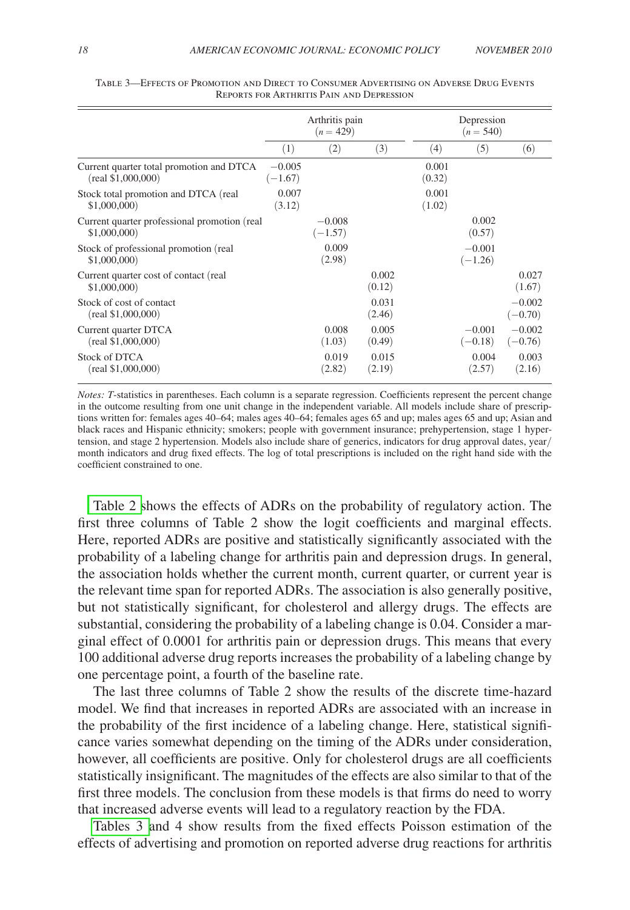Table 3—Effects of Promotion and Direct to Consumer Advertising on Adverse Drug Events Reports for Arthritis Pain and Depression

| | Arthritis pain ($n = 429$) | | | Depression ($n = 540$) | | |
|---|---|---|---|---|---|---|
| | (1) | (2) | (3) | (4) | (5) | (6) |
| Current quarter total promotion and DTCA (real $1,000,000) | −0.005 (−1.67) | | | 0.001 (0.32) | | |
| Stock total promotion and DTCA (real $1,000,000) | 0.007 (3.12) | | | 0.001 (1.02) | | |
| Current quarter professional promotion (real $1,000,000) | | −0.008 (−1.57) | | | 0.002 (0.57) | |
| Stock of professional promotion (real $1,000,000) | | 0.009 (2.98) | | | −0.001 (−1.26) | |
| Current quarter cost of contact (real $1,000,000) | | | 0.002 (0.12) | | | 0.027 (1.67) |
| Stock of cost of contact (real $1,000,000) | | | 0.031 (2.46) | | | −0.002 (−0.70) |
| Current quarter DTCA (real $1,000,000) | | 0.008 (1.03) | 0.005 (0.49) | | −0.001 (−0.18) | −0.002 (−0.76) |
| Stock of DTCA (real $1,000,000) | | 0.019 (2.82) | 0.015 (2.19) | | 0.004 (2.57) | 0.003 (2.16) |

*Notes: T*-statistics in parentheses. Each column is a separate regression. Coefficients represent the percent change in the outcome resulting from one unit change in the independent variable. All models include share of prescriptions written for: females ages 40–64; males ages 40–64; females ages 65 and up; males ages 65 and up; Asian and black races and Hispanic ethnicity; smokers; people with government insurance; prehypertension, stage 1 hypertension, and stage 2 hypertension. Models also include share of generics, indicators for drug approval dates, year/month indicators and drug fixed effects. The log of total prescriptions is included on the right hand side with the coefficient constrained to one.

Table 2 shows the effects of ADRs on the probability of regulatory action. The first three columns of Table 2 show the logit coefficients and marginal effects. Here, reported ADRs are positive and statistically significantly associated with the probability of a labeling change for arthritis pain and depression drugs. In general, the association holds whether the current month, current quarter, or current year is the relevant time span for reported ADRs. The association is also generally positive, but not statistically significant, for cholesterol and allergy drugs. The effects are substantial, considering the probability of a labeling change is 0.04. Consider a marginal effect of 0.0001 for arthritis pain or depression drugs. This means that every 100 additional adverse drug reports increases the probability of a labeling change by one percentage point, a fourth of the baseline rate.

The last three columns of Table 2 show the results of the discrete time-hazard model. We find that increases in reported ADRs are associated with an increase in the probability of the first incidence of a labeling change. Here, statistical significance varies somewhat depending on the timing of the ADRs under consideration, however, all coefficients are positive. Only for cholesterol drugs are all coefficients statistically insignificant. The magnitudes of the effects are also similar to that of the first three models. The conclusion from these models is that firms do need to worry that increased adverse events will lead to a regulatory reaction by the FDA.

Tables 3 and 4 show results from the fixed effects Poisson estimation of the effects of advertising and promotion on reported adverse drug reactions for arthritis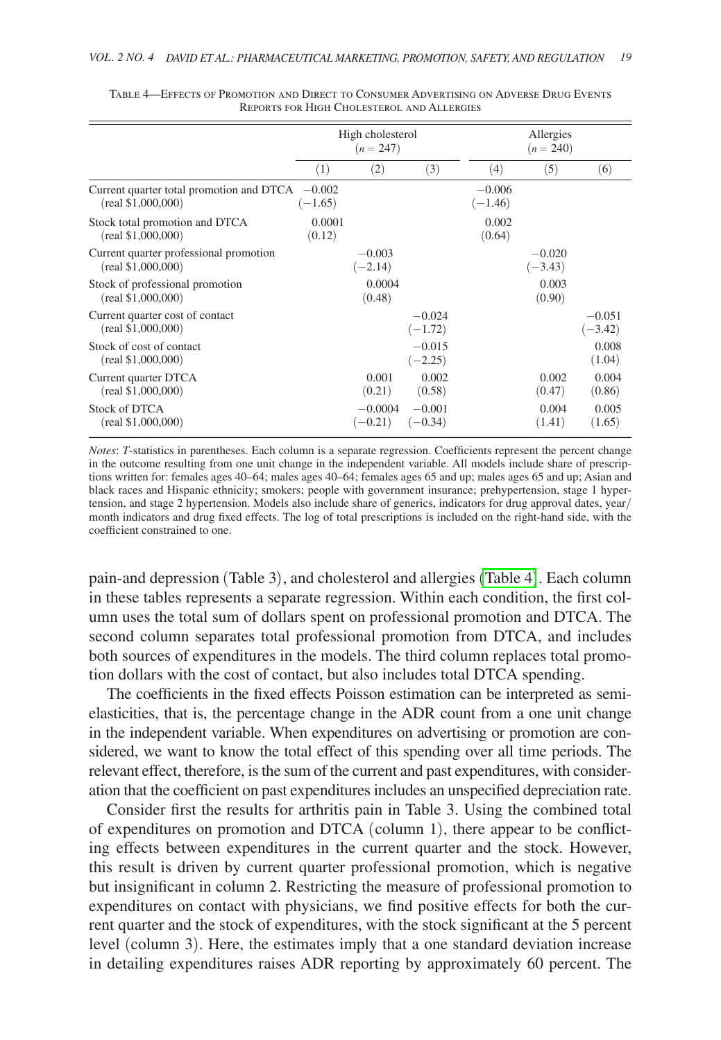Table 4—Effects of Promotion and Direct to Consumer Advertising on Adverse Drug Events Reports for High Cholesterol and Allergies

| | High cholesterol ($n = 247$) | | | Allergies ($n = 240$) | | |
|---|---|---|---|---|---|---|
| | (1) | (2) | (3) | (4) | (5) | (6) |
| Current quarter total promotion and DTCA (real $1,000,000) | −0.002 (−1.65) | | | −0.006 (−1.46) | | |
| Stock total promotion and DTCA (real $1,000,000) | 0.0001 (0.12) | | | 0.002 (0.64) | | |
| Current quarter professional promotion (real $1,000,000) | | −0.003 (−2.14) | | | −0.020 (−3.43) | |
| Stock of professional promotion (real $1,000,000) | | 0.0004 (0.48) | | | 0.003 (0.90) | |
| Current quarter cost of contact (real $1,000,000) | | | −0.024 (−1.72) | | | −0.051 (−3.42) |
| Stock of cost of contact (real $1,000,000) | | | −0.015 (−2.25) | | | 0.008 (1.04) |
| Current quarter DTCA (real $1,000,000) | | 0.001 (0.21) | 0.002 (0.58) | | 0.002 (0.47) | 0.004 (0.86) |
| Stock of DTCA (real $1,000,000) | | −0.0004 (−0.21) | −0.001 (−0.34) | | 0.004 (1.41) | 0.005 (1.65) |

*Notes*: *T*-statistics in parentheses. Each column is a separate regression. Coefficients represent the percent change in the outcome resulting from one unit change in the independent variable. All models include share of prescriptions written for: females ages 40–64; males ages 40–64; females ages 65 and up; males ages 65 and up; Asian and black races and Hispanic ethnicity; smokers; people with government insurance; prehypertension, stage 1 hypertension, and stage 2 hypertension. Models also include share of generics, indicators for drug approval dates, year/month indicators and drug fixed effects. The log of total prescriptions is included on the right-hand side, with the coefficient constrained to one.

pain-and depression (Table 3), and cholesterol and allergies (Table 4). Each column in these tables represents a separate regression. Within each condition, the first column uses the total sum of dollars spent on professional promotion and DTCA. The second column separates total professional promotion from DTCA, and includes both sources of expenditures in the models. The third column replaces total promotion dollars with the cost of contact, but also includes total DTCA spending.

The coefficients in the fixed effects Poisson estimation can be interpreted as semi-elasticities, that is, the percentage change in the ADR count from a one unit change in the independent variable. When expenditures on advertising or promotion are considered, we want to know the total effect of this spending over all time periods. The relevant effect, therefore, is the sum of the current and past expenditures, with consideration that the coefficient on past expenditures includes an unspecified depreciation rate.

Consider first the results for arthritis pain in Table 3. Using the combined total of expenditures on promotion and DTCA (column 1), there appear to be conflicting effects between expenditures in the current quarter and the stock. However, this result is driven by current quarter professional promotion, which is negative but insignificant in column 2. Restricting the measure of professional promotion to expenditures on contact with physicians, we find positive effects for both the current quarter and the stock of expenditures, with the stock significant at the 5 percent level (column 3). Here, the estimates imply that a one standard deviation increase in detailing expenditures raises ADR reporting by approximately 60 percent. The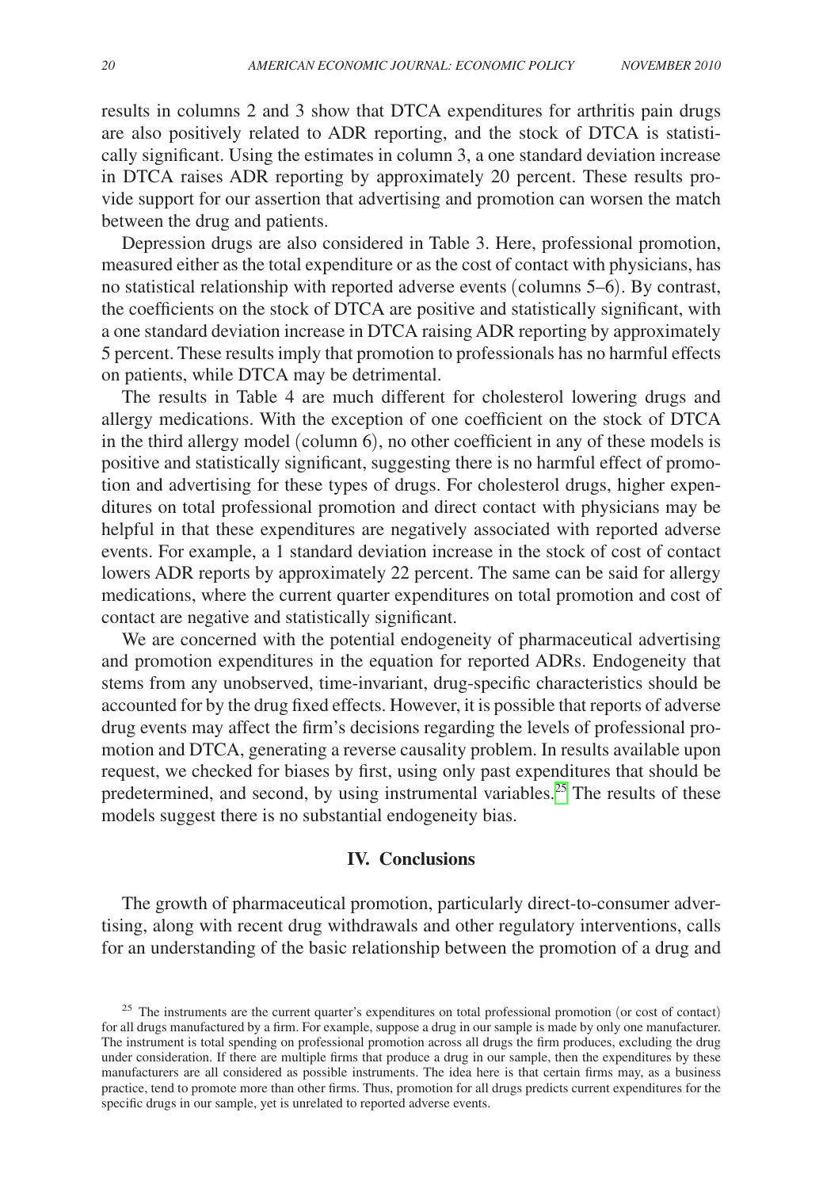results in columns 2 and 3 show that DTCA expenditures for arthritis pain drugs are also positively related to ADR reporting, and the stock of DTCA is statistically significant. Using the estimates in column 3, a one standard deviation increase in DTCA raises ADR reporting by approximately 20 percent. These results provide support for our assertion that advertising and promotion can worsen the match between the drug and patients.

Depression drugs are also considered in Table 3. Here, professional promotion, measured either as the total expenditure or as the cost of contact with physicians, has no statistical relationship with reported adverse events (columns 5–6). By contrast, the coefficients on the stock of DTCA are positive and statistically significant, with a one standard deviation increase in DTCA raising ADR reporting by approximately 5 percent. These results imply that promotion to professionals has no harmful effects on patients, while DTCA may be detrimental.

The results in Table 4 are much different for cholesterol lowering drugs and allergy medications. With the exception of one coefficient on the stock of DTCA in the third allergy model (column 6), no other coefficient in any of these models is positive and statistically significant, suggesting there is no harmful effect of promotion and advertising for these types of drugs. For cholesterol drugs, higher expenditures on total professional promotion and direct contact with physicians may be helpful in that these expenditures are negatively associated with reported adverse events. For example, a 1 standard deviation increase in the stock of cost of contact lowers ADR reports by approximately 22 percent. The same can be said for allergy medications, where the current quarter expenditures on total promotion and cost of contact are negative and statistically significant.

We are concerned with the potential endogeneity of pharmaceutical advertising and promotion expenditures in the equation for reported ADRs. Endogeneity that stems from any unobserved, time-invariant, drug-specific characteristics should be accounted for by the drug fixed effects. However, it is possible that reports of adverse drug events may affect the firm's decisions regarding the levels of professional promotion and DTCA, generating a reverse causality problem. In results available upon request, we checked for biases by first, using only past expenditures that should be predetermined, and second, by using instrumental variables.[25] The results of these models suggest there is no substantial endogeneity bias.

## IV. Conclusions

The growth of pharmaceutical promotion, particularly direct-to-consumer advertising, along with recent drug withdrawals and other regulatory interventions, calls for an understanding of the basic relationship between the promotion of a drug and

[25] The instruments are the current quarter's expenditures on total professional promotion (or cost of contact) for all drugs manufactured by a firm. For example, suppose a drug in our sample is made by only one manufacturer. The instrument is total spending on professional promotion across all drugs the firm produces, excluding the drug under consideration. If there are multiple firms that produce a drug in our sample, then the expenditures by these manufacturers are all considered as possible instruments. The idea here is that certain firms may, as a business practice, tend to promote more than other firms. Thus, promotion for all drugs predicts current expenditures for the specific drugs in our sample, yet is unrelated to reported adverse events.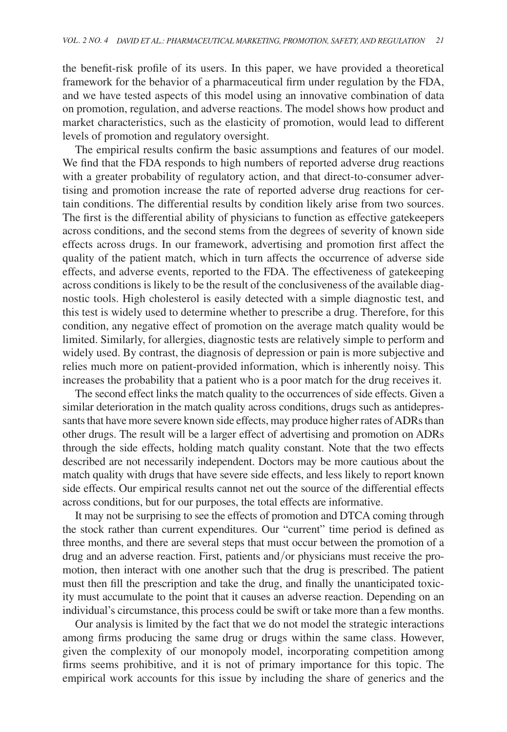the benefit-risk profile of its users. In this paper, we have provided a theoretical framework for the behavior of a pharmaceutical firm under regulation by the FDA, and we have tested aspects of this model using an innovative combination of data on promotion, regulation, and adverse reactions. The model shows how product and market characteristics, such as the elasticity of promotion, would lead to different levels of promotion and regulatory oversight.

The empirical results confirm the basic assumptions and features of our model. We find that the FDA responds to high numbers of reported adverse drug reactions with a greater probability of regulatory action, and that direct-to-consumer advertising and promotion increase the rate of reported adverse drug reactions for certain conditions. The differential results by condition likely arise from two sources. The first is the differential ability of physicians to function as effective gatekeepers across conditions, and the second stems from the degrees of severity of known side effects across drugs. In our framework, advertising and promotion first affect the quality of the patient match, which in turn affects the occurrence of adverse side effects, and adverse events, reported to the FDA. The effectiveness of gatekeeping across conditions is likely to be the result of the conclusiveness of the available diagnostic tools. High cholesterol is easily detected with a simple diagnostic test, and this test is widely used to determine whether to prescribe a drug. Therefore, for this condition, any negative effect of promotion on the average match quality would be limited. Similarly, for allergies, diagnostic tests are relatively simple to perform and widely used. By contrast, the diagnosis of depression or pain is more subjective and relies much more on patient-provided information, which is inherently noisy. This increases the probability that a patient who is a poor match for the drug receives it.

The second effect links the match quality to the occurrences of side effects. Given a similar deterioration in the match quality across conditions, drugs such as antidepressants that have more severe known side effects, may produce higher rates of ADRs than other drugs. The result will be a larger effect of advertising and promotion on ADRs through the side effects, holding match quality constant. Note that the two effects described are not necessarily independent. Doctors may be more cautious about the match quality with drugs that have severe side effects, and less likely to report known side effects. Our empirical results cannot net out the source of the differential effects across conditions, but for our purposes, the total effects are informative.

It may not be surprising to see the effects of promotion and DTCA coming through the stock rather than current expenditures. Our "current" time period is defined as three months, and there are several steps that must occur between the promotion of a drug and an adverse reaction. First, patients and/or physicians must receive the promotion, then interact with one another such that the drug is prescribed. The patient must then fill the prescription and take the drug, and finally the unanticipated toxicity must accumulate to the point that it causes an adverse reaction. Depending on an individual's circumstance, this process could be swift or take more than a few months.

Our analysis is limited by the fact that we do not model the strategic interactions among firms producing the same drug or drugs within the same class. However, given the complexity of our monopoly model, incorporating competition among firms seems prohibitive, and it is not of primary importance for this topic. The empirical work accounts for this issue by including the share of generics and the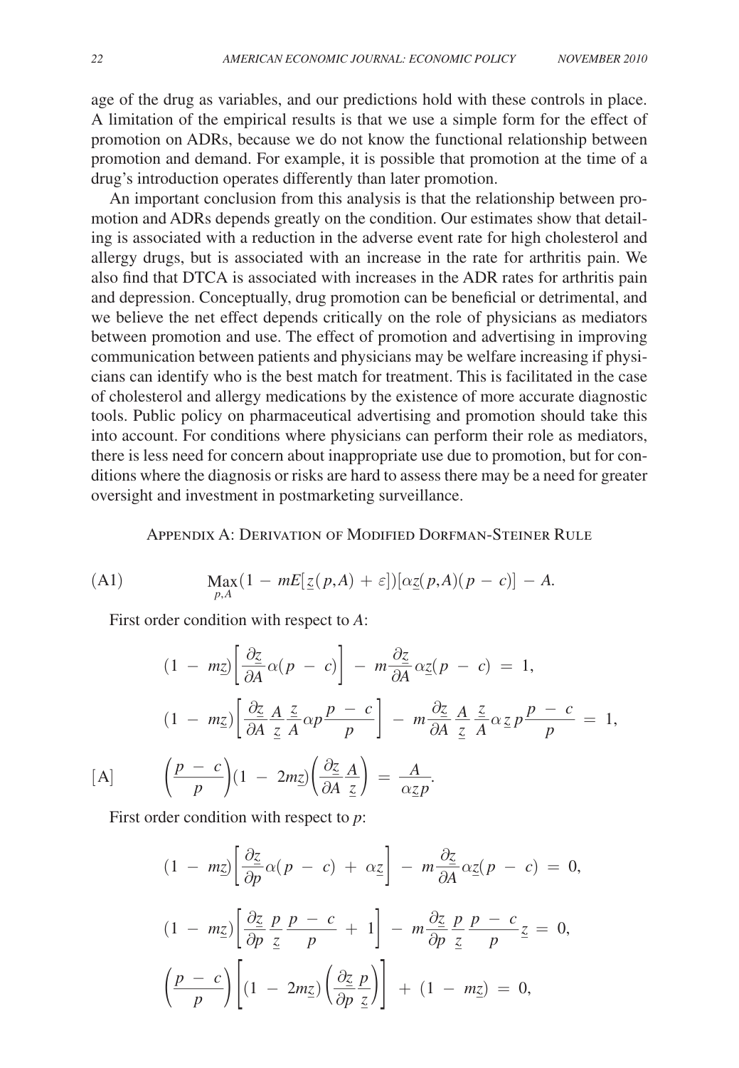age of the drug as variables, and our predictions hold with these controls in place. A limitation of the empirical results is that we use a simple form for the effect of promotion on ADRs, because we do not know the functional relationship between promotion and demand. For example, it is possible that promotion at the time of a drug's introduction operates differently than later promotion.

An important conclusion from this analysis is that the relationship between promotion and ADRs depends greatly on the condition. Our estimates show that detailing is associated with a reduction in the adverse event rate for high cholesterol and allergy drugs, but is associated with an increase in the rate for arthritis pain. We also find that DTCA is associated with increases in the ADR rates for arthritis pain and depression. Conceptually, drug promotion can be beneficial or detrimental, and we believe the net effect depends critically on the role of physicians as mediators between promotion and use. The effect of promotion and advertising in improving communication between patients and physicians may be welfare increasing if physicians can identify who is the best match for treatment. This is facilitated in the case of cholesterol and allergy medications by the existence of more accurate diagnostic tools. Public policy on pharmaceutical advertising and promotion should take this into account. For conditions where physicians can perform their role as mediators, there is less need for concern about inappropriate use due to promotion, but for conditions where the diagnosis or risks are hard to assess there may be a need for greater oversight and investment in postmarketing surveillance.

## Appendix A: Derivation of Modified Dorfman-Steiner Rule

$$\text{(A1)} \qquad \underset{p,A}{\text{Max}}(1 - mE[\underline{z}(p,A) + \varepsilon])[\alpha\underline{z}(p,A)(p - c)] - A.$$

First order condition with respect to $A$:

$$(1 - m\underline{z})\left[\frac{\partial \underline{z}}{\partial A}\alpha(p - c)\right] - m\frac{\partial \underline{z}}{\partial A}\alpha\underline{z}(p - c) = 1,$$

$$(1 - m\underline{z})\left[\frac{\partial \underline{z}}{\partial A}\frac{A}{\underline{z}}\frac{\underline{z}}{A}\alpha p\frac{p - c}{p}\right] - m\frac{\partial \underline{z}}{\partial A}\frac{A}{\underline{z}}\frac{\underline{z}}{A}\alpha\,\underline{z}\,p\frac{p - c}{p} = 1,$$

$$\text{[A]} \qquad \left(\frac{p - c}{p}\right)(1 - 2m\underline{z})\left(\frac{\partial \underline{z}}{\partial A}\frac{A}{\underline{z}}\right) = \frac{A}{\alpha\underline{z}p}.$$

First order condition with respect to $p$:

$$(1 - m\underline{z})\left[\frac{\partial \underline{z}}{\partial p}\alpha(p - c) + \alpha\underline{z}\right] - m\frac{\partial \underline{z}}{\partial A}\alpha\underline{z}(p - c) = 0,$$

$$(1 - m\underline{z})\left[\frac{\partial \underline{z}}{\partial p}\frac{p}{\underline{z}}\frac{p - c}{p} + 1\right] - m\frac{\partial \underline{z}}{\partial p}\frac{p}{\underline{z}}\frac{p - c}{p}\underline{z} = 0,$$

$$\left(\frac{p - c}{p}\right)\left[(1 - 2m\underline{z})\left(\frac{\partial \underline{z}}{\partial p}\frac{p}{\underline{z}}\right)\right] + (1 - m\underline{z}) = 0,$$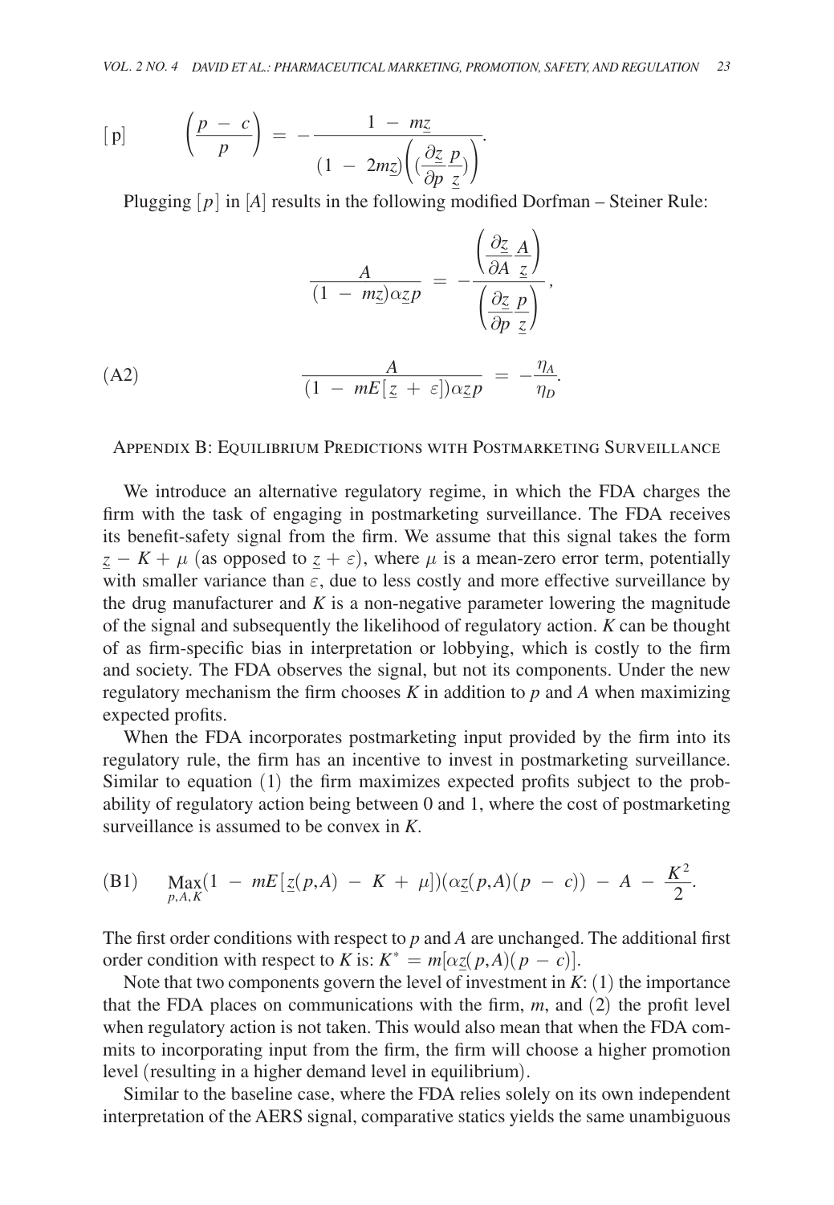$$[\text{p}] \qquad \left(\frac{p - c}{p}\right) = -\frac{1 - m\underline{z}}{(1 - 2m\underline{z})\left(\left(\frac{\partial \underline{z}}{\partial p}\frac{p}{\underline{z}}\right)\right)}.$$

Plugging $[p]$ in $[A]$ results in the following modified Dorfman – Steiner Rule:

$$\frac{A}{(1 - m\underline{z})\alpha\underline{z}p} = -\frac{\left(\frac{\partial \underline{z}}{\partial A}\frac{A}{\underline{z}}\right)}{\left(\frac{\partial \underline{z}}{\partial p}\frac{p}{\underline{z}}\right)},$$

$$\text{(A2)} \qquad \frac{A}{(1 - mE[\underline{z} + \varepsilon])\alpha\underline{z}p} = -\frac{\eta_A}{\eta_D}.$$

## Appendix B: Equilibrium Predictions with Postmarketing Surveillance

We introduce an alternative regulatory regime, in which the FDA charges the firm with the task of engaging in postmarketing surveillance. The FDA receives its benefit-safety signal from the firm. We assume that this signal takes the form $\underline{z} - K + \mu$ (as opposed to $\underline{z} + \varepsilon$), where $\mu$ is a mean-zero error term, potentially with smaller variance than $\varepsilon$, due to less costly and more effective surveillance by the drug manufacturer and $K$ is a non-negative parameter lowering the magnitude of the signal and subsequently the likelihood of regulatory action. $K$ can be thought of as firm-specific bias in interpretation or lobbying, which is costly to the firm and society. The FDA observes the signal, but not its components. Under the new regulatory mechanism the firm chooses $K$ in addition to $p$ and $A$ when maximizing expected profits.

When the FDA incorporates postmarketing input provided by the firm into its regulatory rule, the firm has an incentive to invest in postmarketing surveillance. Similar to equation (1) the firm maximizes expected profits subject to the probability of regulatory action being between 0 and 1, where the cost of postmarketing surveillance is assumed to be convex in $K$.

$$\text{(B1)} \qquad \underset{p,A,K}{\text{Max}}(1 - mE[\underline{z}(p,A) - K + \mu])(\alpha\underline{z}(p,A)(p - c)) - A - \frac{K^2}{2}.$$

The first order conditions with respect to $p$ and $A$ are unchanged. The additional first order condition with respect to $K$ is: $K^* = m[\alpha\underline{z}(p,A)(p - c)]$.

Note that two components govern the level of investment in $K$: (1) the importance that the FDA places on communications with the firm, $m$, and (2) the profit level when regulatory action is not taken. This would also mean that when the FDA commits to incorporating input from the firm, the firm will choose a higher promotion level (resulting in a higher demand level in equilibrium).

Similar to the baseline case, where the FDA relies solely on its own independent interpretation of the AERS signal, comparative statics yields the same unambiguous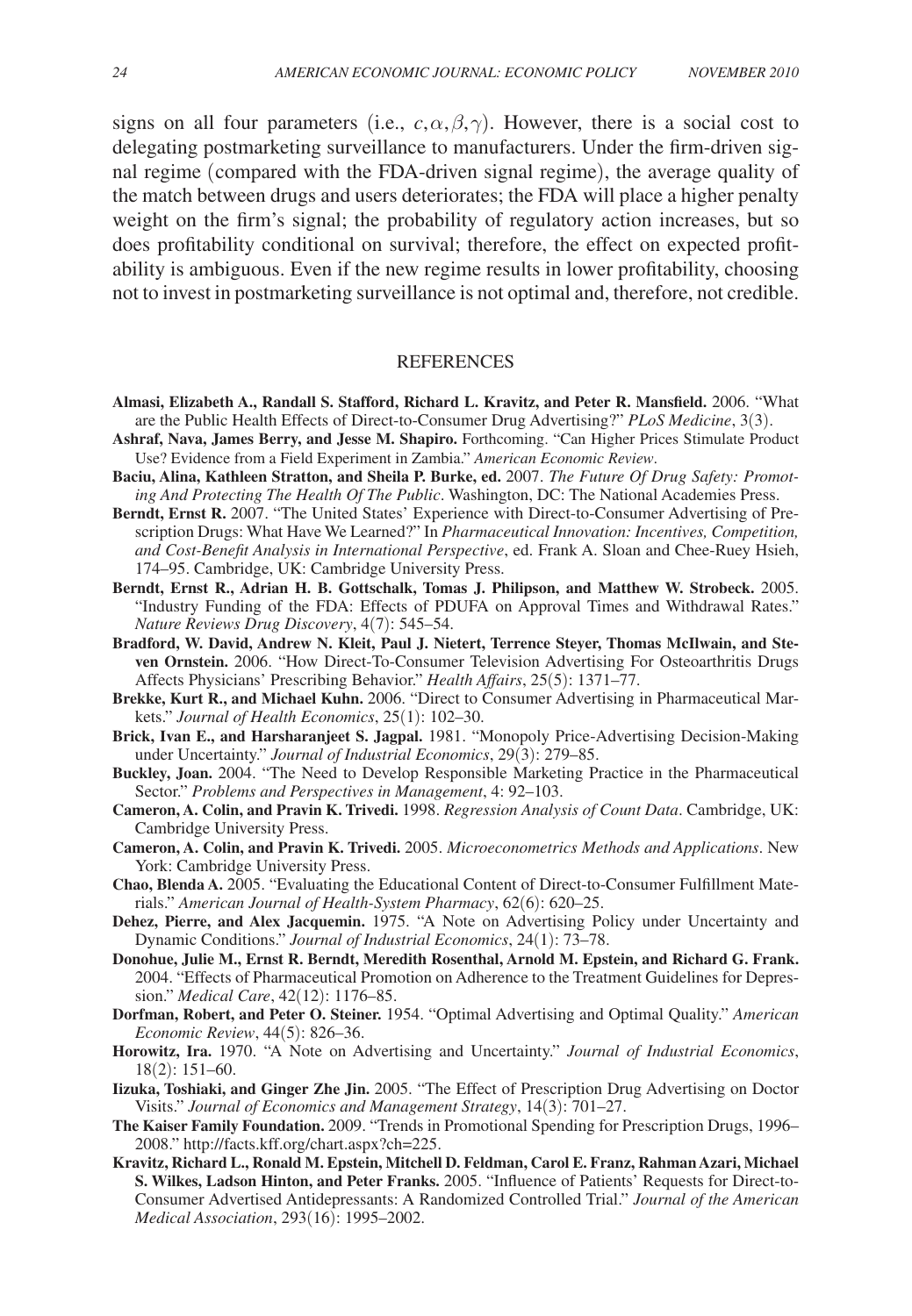signs on all four parameters (i.e., $c, \alpha, \beta, \gamma$). However, there is a social cost to delegating postmarketing surveillance to manufacturers. Under the firm-driven signal regime (compared with the FDA-driven signal regime), the average quality of the match between drugs and users deteriorates; the FDA will place a higher penalty weight on the firm's signal; the probability of regulatory action increases, but so does profitability conditional on survival; therefore, the effect on expected profitability is ambiguous. Even if the new regime results in lower profitability, choosing not to invest in postmarketing surveillance is not optimal and, therefore, not credible.

## REFERENCES

**Almasi, Elizabeth A., Randall S. Stafford, Richard L. Kravitz, and Peter R. Mansfield.** 2006. "What are the Public Health Effects of Direct-to-Consumer Drug Advertising?" *PLoS Medicine*, 3(3).

**Ashraf, Nava, James Berry, and Jesse M. Shapiro.** Forthcoming. "Can Higher Prices Stimulate Product Use? Evidence from a Field Experiment in Zambia." *American Economic Review*.

**Baciu, Alina, Kathleen Stratton, and Sheila P. Burke, ed.** 2007. *The Future Of Drug Safety: Promoting And Protecting The Health Of The Public*. Washington, DC: The National Academies Press.

**Berndt, Ernst R.** 2007. "The United States' Experience with Direct-to-Consumer Advertising of Prescription Drugs: What Have We Learned?" In *Pharmaceutical Innovation: Incentives, Competition, and Cost-Benefit Analysis in International Perspective*, ed. Frank A. Sloan and Chee-Ruey Hsieh, 174–95. Cambridge, UK: Cambridge University Press.

**Berndt, Ernst R., Adrian H. B. Gottschalk, Tomas J. Philipson, and Matthew W. Strobeck.** 2005. "Industry Funding of the FDA: Effects of PDUFA on Approval Times and Withdrawal Rates." *Nature Reviews Drug Discovery*, 4(7): 545–54.

**Bradford, W. David, Andrew N. Kleit, Paul J. Nietert, Terrence Steyer, Thomas McIlwain, and Steven Ornstein.** 2006. "How Direct-To-Consumer Television Advertising For Osteoarthritis Drugs Affects Physicians' Prescribing Behavior." *Health Affairs*, 25(5): 1371–77.

**Brekke, Kurt R., and Michael Kuhn.** 2006. "Direct to Consumer Advertising in Pharmaceutical Markets." *Journal of Health Economics*, 25(1): 102–30.

**Brick, Ivan E., and Harsharanjeet S. Jagpal.** 1981. "Monopoly Price-Advertising Decision-Making under Uncertainty." *Journal of Industrial Economics*, 29(3): 279–85.

**Buckley, Joan.** 2004. "The Need to Develop Responsible Marketing Practice in the Pharmaceutical Sector." *Problems and Perspectives in Management*, 4: 92–103.

**Cameron, A. Colin, and Pravin K. Trivedi.** 1998. *Regression Analysis of Count Data*. Cambridge, UK: Cambridge University Press.

**Cameron, A. Colin, and Pravin K. Trivedi.** 2005. *Microeconometrics Methods and Applications*. New York: Cambridge University Press.

**Chao, Blenda A.** 2005. "Evaluating the Educational Content of Direct-to-Consumer Fulfillment Materials." *American Journal of Health-System Pharmacy*, 62(6): 620–25.

**Dehez, Pierre, and Alex Jacquemin.** 1975. "A Note on Advertising Policy under Uncertainty and Dynamic Conditions." *Journal of Industrial Economics*, 24(1): 73–78.

**Donohue, Julie M., Ernst R. Berndt, Meredith Rosenthal, Arnold M. Epstein, and Richard G. Frank.** 2004. "Effects of Pharmaceutical Promotion on Adherence to the Treatment Guidelines for Depression." *Medical Care*, 42(12): 1176–85.

**Dorfman, Robert, and Peter O. Steiner.** 1954. "Optimal Advertising and Optimal Quality." *American Economic Review*, 44(5): 826–36.

**Horowitz, Ira.** 1970. "A Note on Advertising and Uncertainty." *Journal of Industrial Economics*, 18(2): 151–60.

**Iizuka, Toshiaki, and Ginger Zhe Jin.** 2005. "The Effect of Prescription Drug Advertising on Doctor Visits." *Journal of Economics and Management Strategy*, 14(3): 701–27.

**The Kaiser Family Foundation.** 2009. "Trends in Promotional Spending for Prescription Drugs, 1996–2008." http://facts.kff.org/chart.aspx?ch=225.

**Kravitz, Richard L., Ronald M. Epstein, Mitchell D. Feldman, Carol E. Franz, Rahman Azari, Michael S. Wilkes, Ladson Hinton, and Peter Franks.** 2005. "Influence of Patients' Requests for Direct-to-Consumer Advertised Antidepressants: A Randomized Controlled Trial." *Journal of the American Medical Association*, 293(16): 1995–2002.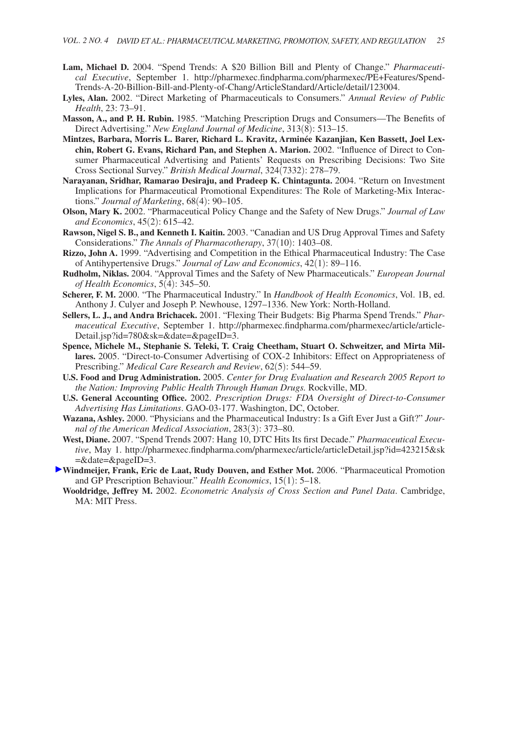**Lam, Michael D.** 2004. "Spend Trends: A $20 Billion Bill and Plenty of Change." *Pharmaceutical Executive*, September 1. http://pharmexec.findpharma.com/pharmexec/PE+Features/Spend-Trends-A-20-Billion-Bill-and-Plenty-of-Chang/ArticleStandard/Article/detail/123004.

**Lyles, Alan.** 2002. "Direct Marketing of Pharmaceuticals to Consumers." *Annual Review of Public Health*, 23: 73–91.

**Masson, A., and P. H. Rubin.** 1985. "Matching Prescription Drugs and Consumers—The Benefits of Direct Advertising." *New England Journal of Medicine*, 313(8): 513–15.

**Mintzes, Barbara, Morris L. Barer, Richard L. Kravitz, Arminée Kazanjian, Ken Bassett, Joel Lexchin, Robert G. Evans, Richard Pan, and Stephen A. Marion.** 2002. "Influence of Direct to Consumer Pharmaceutical Advertising and Patients' Requests on Prescribing Decisions: Two Site Cross Sectional Survey." *British Medical Journal*, 324(7332): 278–79.

**Narayanan, Sridhar, Ramarao Desiraju, and Pradeep K. Chintagunta.** 2004. "Return on Investment Implications for Pharmaceutical Promotional Expenditures: The Role of Marketing-Mix Interactions." *Journal of Marketing*, 68(4): 90–105.

**Olson, Mary K.** 2002. "Pharmaceutical Policy Change and the Safety of New Drugs." *Journal of Law and Economics*, 45(2): 615–42.

**Rawson, Nigel S. B., and Kenneth I. Kaitin.** 2003. "Canadian and US Drug Approval Times and Safety Considerations." *The Annals of Pharmacotherapy*, 37(10): 1403–08.

**Rizzo, John A.** 1999. "Advertising and Competition in the Ethical Pharmaceutical Industry: The Case of Antihypertensive Drugs." *Journal of Law and Economics*, 42(1): 89–116.

**Rudholm, Niklas.** 2004. "Approval Times and the Safety of New Pharmaceuticals." *European Journal of Health Economics*, 5(4): 345–50.

**Scherer, F. M.** 2000. "The Pharmaceutical Industry." In *Handbook of Health Economics*, Vol. 1B, ed. Anthony J. Culyer and Joseph P. Newhouse, 1297–1336. New York: North-Holland.

**Sellers, L. J., and Andra Brichacek.** 2001. "Flexing Their Budgets: Big Pharma Spend Trends." *Pharmaceutical Executive*, September 1. http://pharmexec.findpharma.com/pharmexec/article/articleDetail.jsp?id=780&sk=&date=&pageID=3.

**Spence, Michele M., Stephanie S. Teleki, T. Craig Cheetham, Stuart O. Schweitzer, and Mirta Millares.** 2005. "Direct-to-Consumer Advertising of COX-2 Inhibitors: Effect on Appropriateness of Prescribing." *Medical Care Research and Review*, 62(5): 544–59.

**U.S. Food and Drug Administration.** 2005. *Center for Drug Evaluation and Research 2005 Report to the Nation: Improving Public Health Through Human Drugs.* Rockville, MD.

**U.S. General Accounting Office.** 2002. *Prescription Drugs: FDA Oversight of Direct-to-Consumer Advertising Has Limitations*. GAO-03-177. Washington, DC, October.

**Wazana, Ashley.** 2000. "Physicians and the Pharmaceutical Industry: Is a Gift Ever Just a Gift?" *Journal of the American Medical Association*, 283(3): 373–80.

**West, Diane.** 2007. "Spend Trends 2007: Hang 10, DTC Hits Its first Decade." *Pharmaceutical Executive*, May 1. http://pharmexec.findpharma.com/pharmexec/article/articleDetail.jsp?id=423215&sk=&date=&pageID=3.

**Windmeijer, Frank, Eric de Laat, Rudy Douven, and Esther Mot.** 2006. "Pharmaceutical Promotion and GP Prescription Behaviour." *Health Economics*, 15(1): 5–18.

**Wooldridge, Jeffrey M.** 2002. *Econometric Analysis of Cross Section and Panel Data*. Cambridge, MA: MIT Press.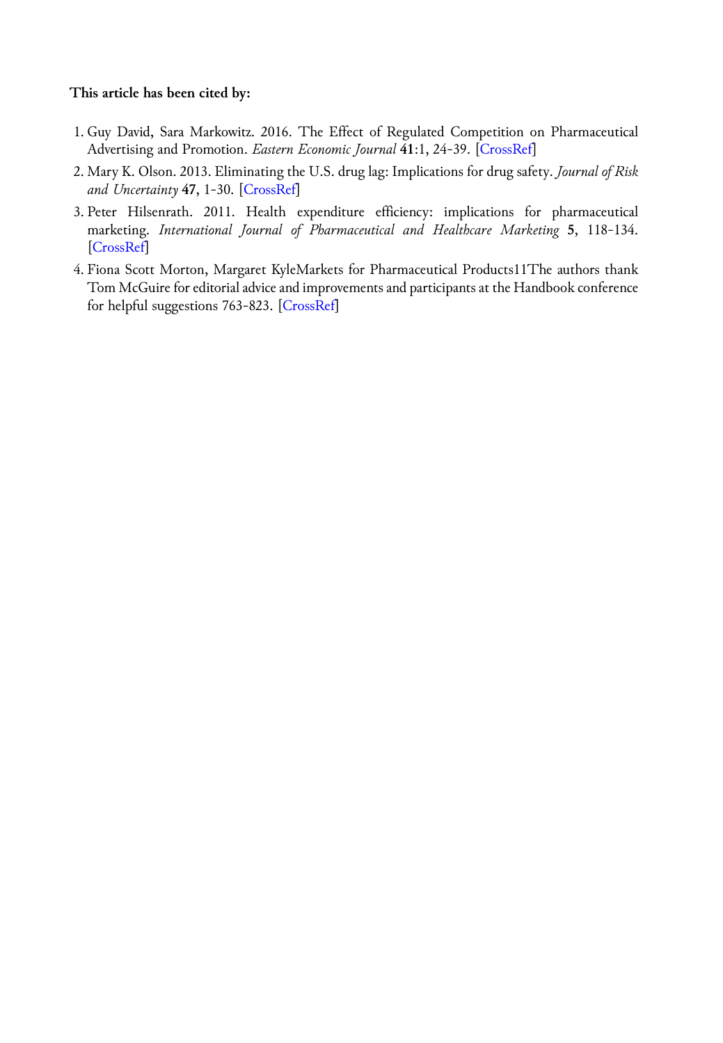**This article has been cited by:**

1. Guy David, Sara Markowitz. 2016. The Effect of Regulated Competition on Pharmaceutical Advertising and Promotion. *Eastern Economic Journal* **41**:1, 24-39. [CrossRef]
2. Mary K. Olson. 2013. Eliminating the U.S. drug lag: Implications for drug safety. *Journal of Risk and Uncertainty* **47**, 1-30. [CrossRef]
3. Peter Hilsenrath. 2011. Health expenditure efficiency: implications for pharmaceutical marketing. *International Journal of Pharmaceutical and Healthcare Marketing* **5**, 118-134. [CrossRef]
4. Fiona Scott Morton, Margaret KyleMarkets for Pharmaceutical Products11The authors thank Tom McGuire for editorial advice and improvements and participants at the Handbook conference for helpful suggestions 763-823. [CrossRef]